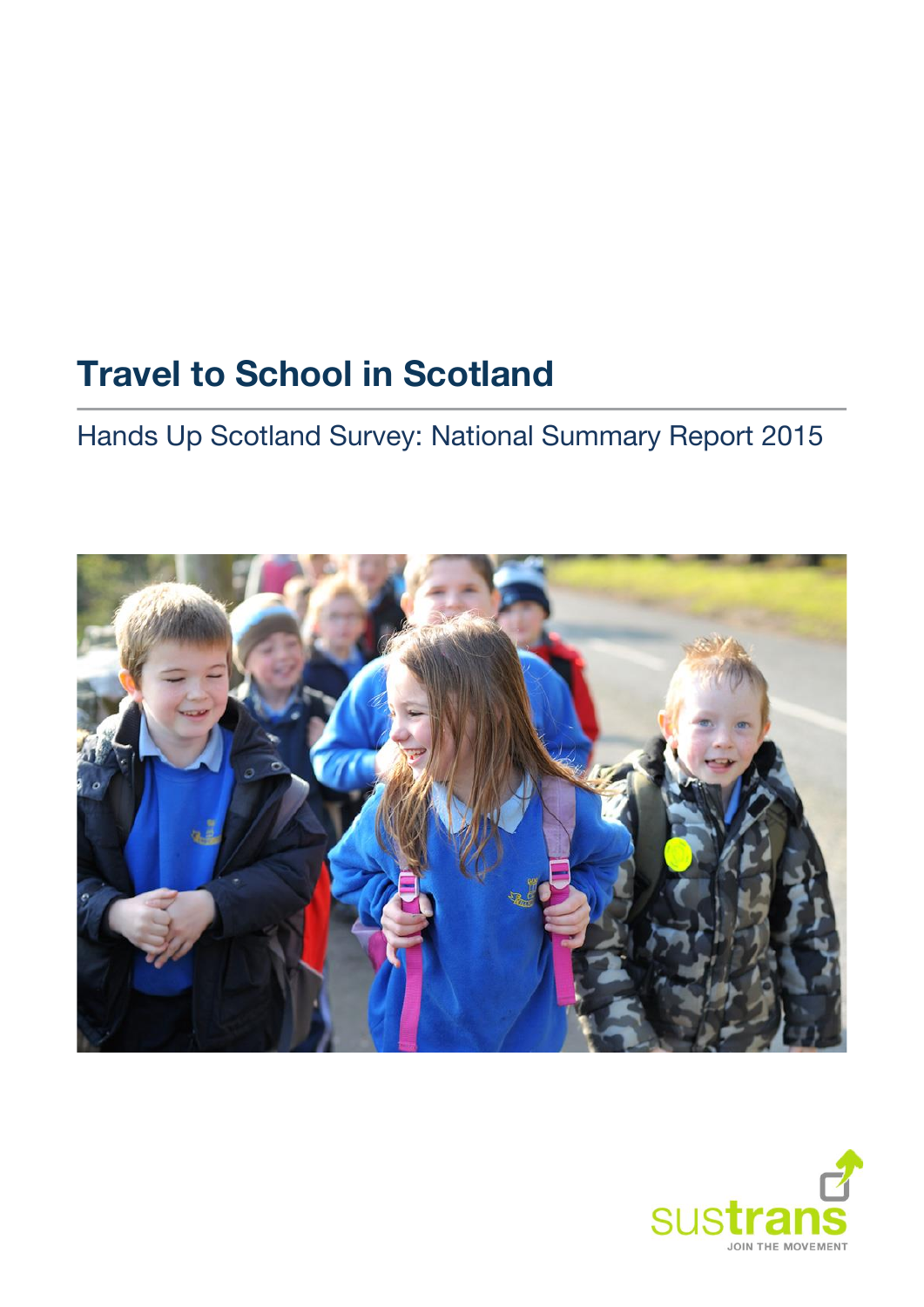# Travel to School in Scotland

## Hands Up Scotland Survey: National Summary Report 2015

sustrans

JOIN THE MOVEMENT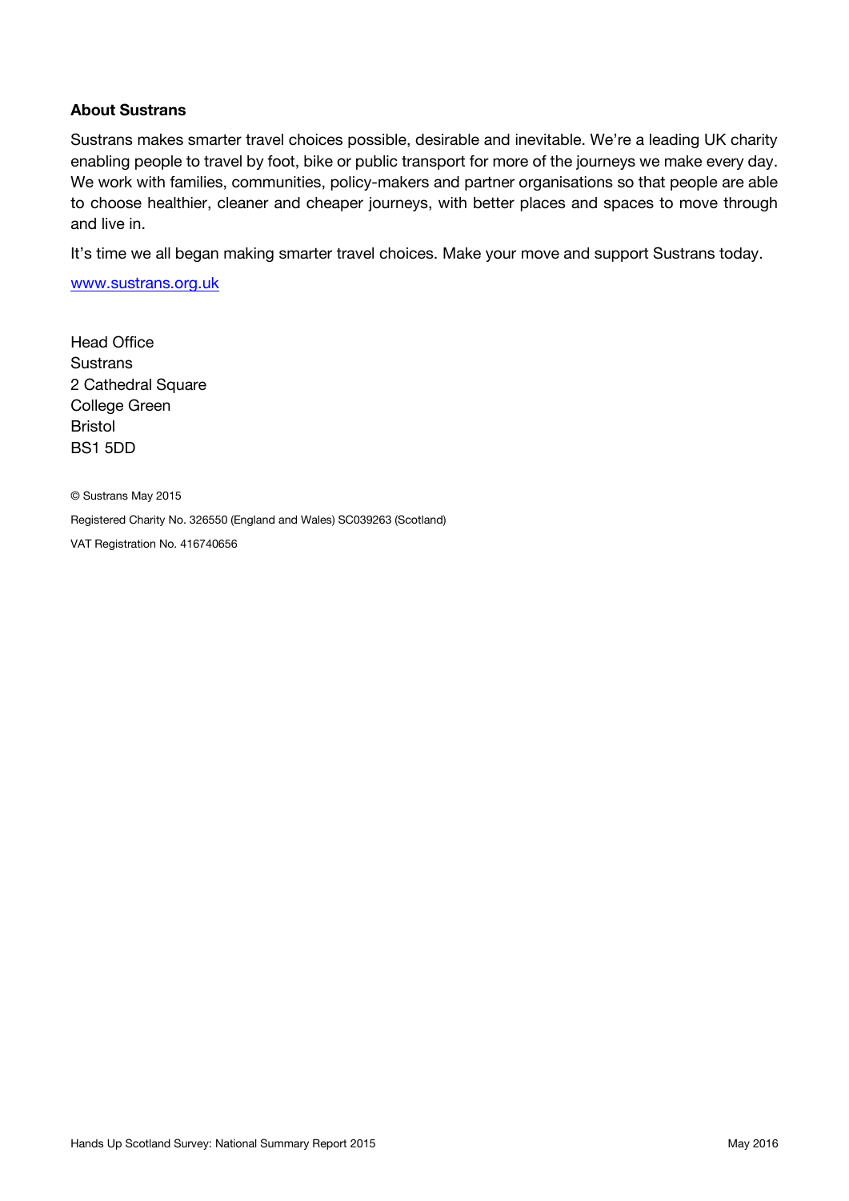**About Sustrans**

Sustrans makes smarter travel choices possible, desirable and inevitable. We're a leading UK charity enabling people to travel by foot, bike or public transport for more of the journeys we make every day. We work with families, communities, policy-makers and partner organisations so that people are able to choose healthier, cleaner and cheaper journeys, with better places and spaces to move through and live in.

It's time we all began making smarter travel choices. Make your move and support Sustrans today.

www.sustrans.org.uk

Head Office
Sustrans
2 Cathedral Square
College Green
Bristol
BS1 5DD

© Sustrans May 2015

Registered Charity No. 326550 (England and Wales) SC039263 (Scotland)

VAT Registration No. 416740656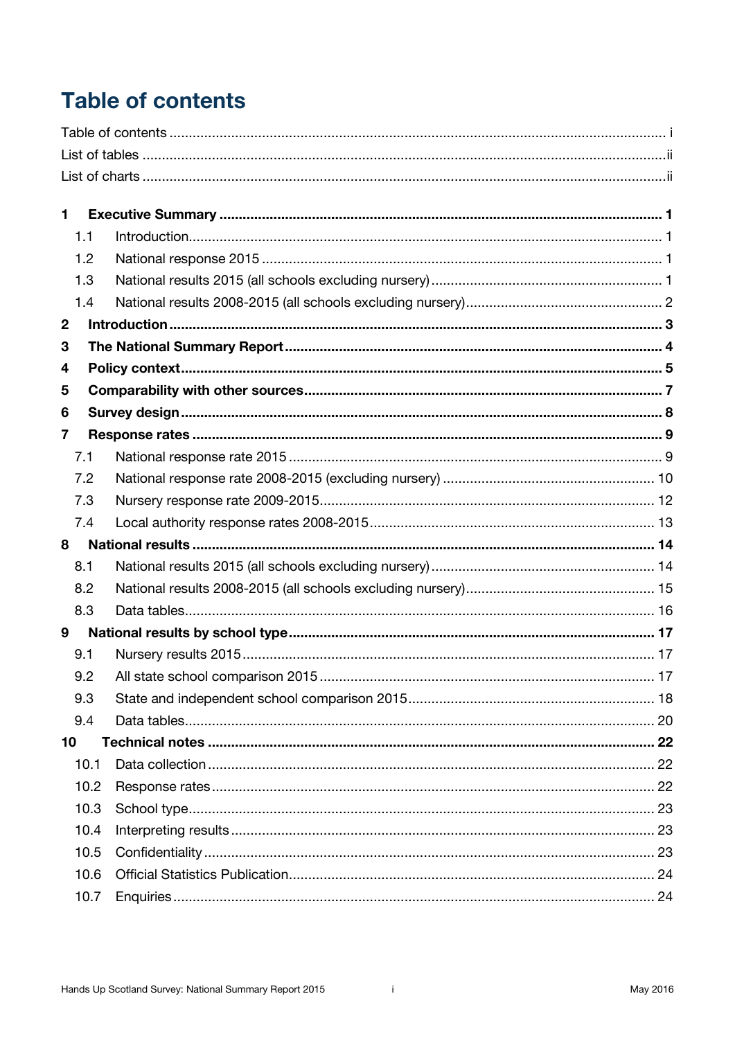# Table of contents

Table of contents ..... i
List of tables ..... ii
List of charts ..... ii

**1 Executive Summary ..... 1**
- 1.1 Introduction ..... 1
- 1.2 National response 2015 ..... 1
- 1.3 National results 2015 (all schools excluding nursery) ..... 1
- 1.4 National results 2008-2015 (all schools excluding nursery) ..... 2

**2 Introduction ..... 3**

**3 The National Summary Report ..... 4**

**4 Policy context ..... 5**

**5 Comparability with other sources ..... 7**

**6 Survey design ..... 8**

**7 Response rates ..... 9**
- 7.1 National response rate 2015 ..... 9
- 7.2 National response rate 2008-2015 (excluding nursery) ..... 10
- 7.3 Nursery response rate 2009-2015 ..... 12
- 7.4 Local authority response rates 2008-2015 ..... 13

**8 National results ..... 14**
- 8.1 National results 2015 (all schools excluding nursery) ..... 14
- 8.2 National results 2008-2015 (all schools excluding nursery) ..... 15
- 8.3 Data tables ..... 16

**9 National results by school type ..... 17**
- 9.1 Nursery results 2015 ..... 17
- 9.2 All state school comparison 2015 ..... 17
- 9.3 State and independent school comparison 2015 ..... 18
- 9.4 Data tables ..... 20

**10 Technical notes ..... 22**
- 10.1 Data collection ..... 22
- 10.2 Response rates ..... 22
- 10.3 School type ..... 23
- 10.4 Interpreting results ..... 23
- 10.5 Confidentiality ..... 23
- 10.6 Official Statistics Publication ..... 24
- 10.7 Enquiries ..... 24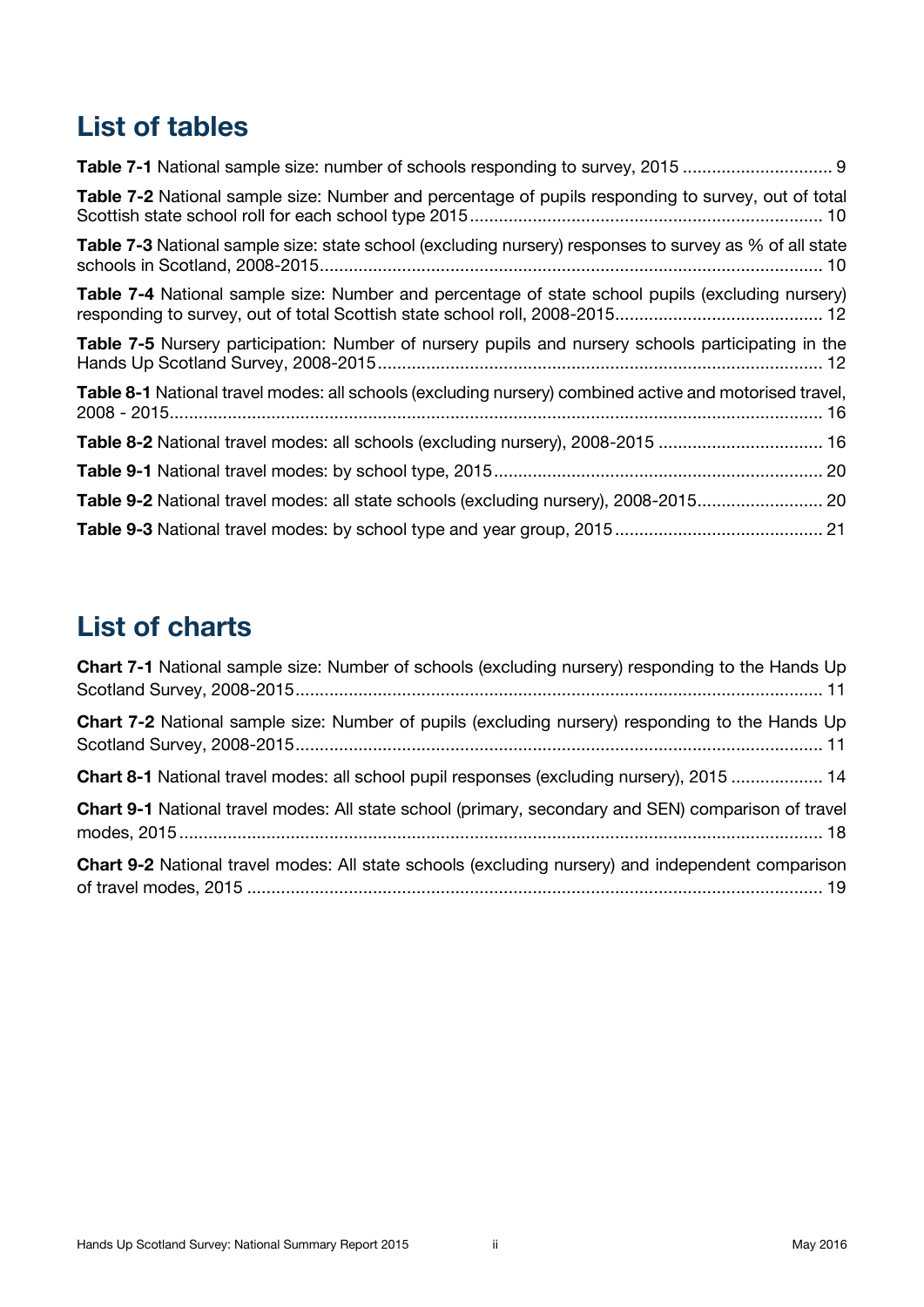## List of tables

**Table 7-1** National sample size: number of schools responding to survey, 2015 ............................... 9

**Table 7-2** National sample size: Number and percentage of pupils responding to survey, out of total Scottish state school roll for each school type 2015 ........................................................................ 10

**Table 7-3** National sample size: state school (excluding nursery) responses to survey as % of all state schools in Scotland, 2008-2015 ....................................................................................................... 10

**Table 7-4** National sample size: Number and percentage of state school pupils (excluding nursery) responding to survey, out of total Scottish state school roll, 2008-2015 ........................................... 12

**Table 7-5** Nursery participation: Number of nursery pupils and nursery schools participating in the Hands Up Scotland Survey, 2008-2015 ........................................................................................... 12

**Table 8-1** National travel modes: all schools (excluding nursery) combined active and motorised travel, 2008 - 2015 ..................................................................................................................................... 16

**Table 8-2** National travel modes: all schools (excluding nursery), 2008-2015 .................................. 16

**Table 9-1** National travel modes: by school type, 2015 .................................................................... 20

**Table 9-2** National travel modes: all state schools (excluding nursery), 2008-2015 .......................... 20

**Table 9-3** National travel modes: by school type and year group, 2015 ........................................... 21

## List of charts

**Chart 7-1** National sample size: Number of schools (excluding nursery) responding to the Hands Up Scotland Survey, 2008-2015 ............................................................................................................ 11

**Chart 7-2** National sample size: Number of pupils (excluding nursery) responding to the Hands Up Scotland Survey, 2008-2015 ............................................................................................................ 11

**Chart 8-1** National travel modes: all school pupil responses (excluding nursery), 2015 ................... 14

**Chart 9-1** National travel modes: All state school (primary, secondary and SEN) comparison of travel modes, 2015 .................................................................................................................................... 18

**Chart 9-2** National travel modes: All state schools (excluding nursery) and independent comparison of travel modes, 2015 ...................................................................................................................... 19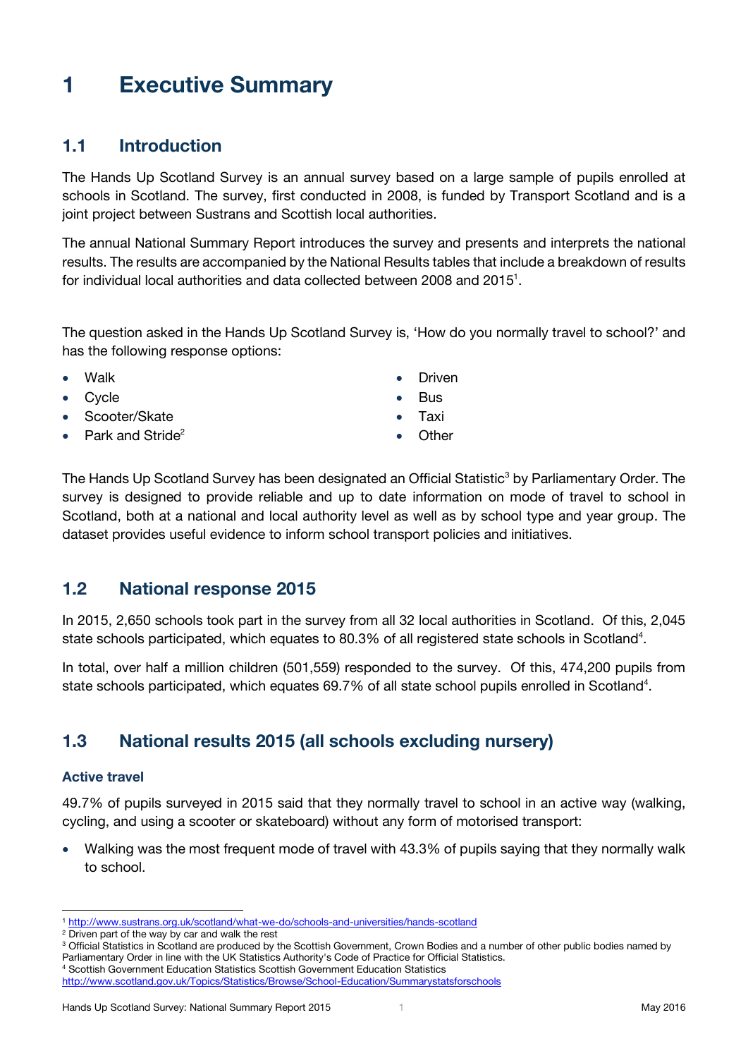# 1 Executive Summary

## 1.1 Introduction

The Hands Up Scotland Survey is an annual survey based on a large sample of pupils enrolled at schools in Scotland. The survey, first conducted in 2008, is funded by Transport Scotland and is a joint project between Sustrans and Scottish local authorities.

The annual National Summary Report introduces the survey and presents and interprets the national results. The results are accompanied by the National Results tables that include a breakdown of results for individual local authorities and data collected between 2008 and 2015[1].

The question asked in the Hands Up Scotland Survey is, 'How do you normally travel to school?' and has the following response options:

- Walk
- Cycle
- Scooter/Skate
- Park and Stride[2]
- Driven
- Bus
- Taxi
- Other

The Hands Up Scotland Survey has been designated an Official Statistic[3] by Parliamentary Order. The survey is designed to provide reliable and up to date information on mode of travel to school in Scotland, both at a national and local authority level as well as by school type and year group. The dataset provides useful evidence to inform school transport policies and initiatives.

## 1.2 National response 2015

In 2015, 2,650 schools took part in the survey from all 32 local authorities in Scotland. Of this, 2,045 state schools participated, which equates to 80.3% of all registered state schools in Scotland[4].

In total, over half a million children (501,559) responded to the survey. Of this, 474,200 pupils from state schools participated, which equates 69.7% of all state school pupils enrolled in Scotland[4].

## 1.3 National results 2015 (all schools excluding nursery)

### Active travel

49.7% of pupils surveyed in 2015 said that they normally travel to school in an active way (walking, cycling, and using a scooter or skateboard) without any form of motorised transport:

- Walking was the most frequent mode of travel with 43.3% of pupils saying that they normally walk to school.

---

[1] http://www.sustrans.org.uk/scotland/what-we-do/schools-and-universities/hands-scotland

[2] Driven part of the way by car and walk the rest

[3] Official Statistics in Scotland are produced by the Scottish Government, Crown Bodies and a number of other public bodies named by Parliamentary Order in line with the UK Statistics Authority's Code of Practice for Official Statistics.

[4] Scottish Government Education Statistics Scottish Government Education Statistics http://www.scotland.gov.uk/Topics/Statistics/Browse/School-Education/Summarystatsforschools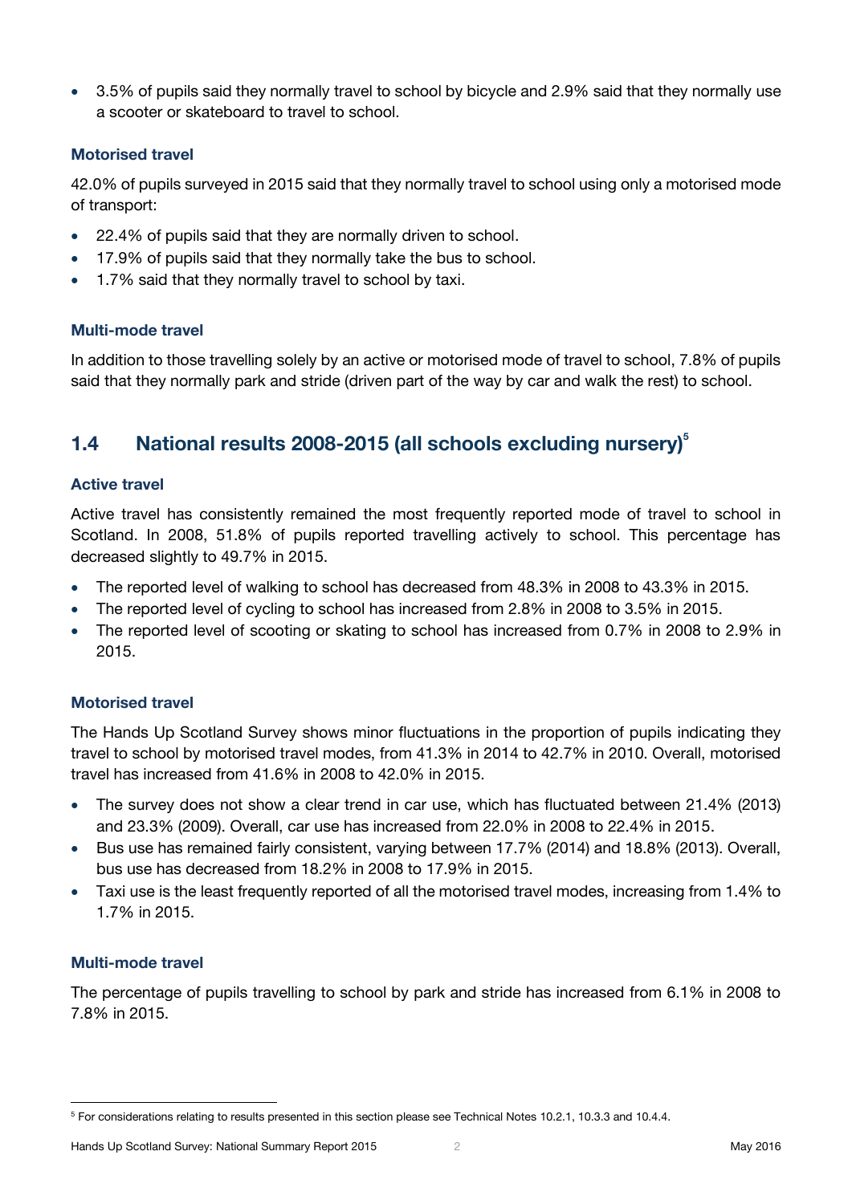- 3.5% of pupils said they normally travel to school by bicycle and 2.9% said that they normally use a scooter or skateboard to travel to school.

#### Motorised travel

42.0% of pupils surveyed in 2015 said that they normally travel to school using only a motorised mode of transport:

- 22.4% of pupils said that they are normally driven to school.
- 17.9% of pupils said that they normally take the bus to school.
- 1.7% said that they normally travel to school by taxi.

#### Multi-mode travel

In addition to those travelling solely by an active or motorised mode of travel to school, 7.8% of pupils said that they normally park and stride (driven part of the way by car and walk the rest) to school.

## 1.4 National results 2008-2015 (all schools excluding nursery)[5]

#### Active travel

Active travel has consistently remained the most frequently reported mode of travel to school in Scotland. In 2008, 51.8% of pupils reported travelling actively to school. This percentage has decreased slightly to 49.7% in 2015.

- The reported level of walking to school has decreased from 48.3% in 2008 to 43.3% in 2015.
- The reported level of cycling to school has increased from 2.8% in 2008 to 3.5% in 2015.
- The reported level of scooting or skating to school has increased from 0.7% in 2008 to 2.9% in 2015.

#### Motorised travel

The Hands Up Scotland Survey shows minor fluctuations in the proportion of pupils indicating they travel to school by motorised travel modes, from 41.3% in 2014 to 42.7% in 2010. Overall, motorised travel has increased from 41.6% in 2008 to 42.0% in 2015.

- The survey does not show a clear trend in car use, which has fluctuated between 21.4% (2013) and 23.3% (2009). Overall, car use has increased from 22.0% in 2008 to 22.4% in 2015.
- Bus use has remained fairly consistent, varying between 17.7% (2014) and 18.8% (2013). Overall, bus use has decreased from 18.2% in 2008 to 17.9% in 2015.
- Taxi use is the least frequently reported of all the motorised travel modes, increasing from 1.4% to 1.7% in 2015.

#### Multi-mode travel

The percentage of pupils travelling to school by park and stride has increased from 6.1% in 2008 to 7.8% in 2015.

---

[5] For considerations relating to results presented in this section please see Technical Notes 10.2.1, 10.3.3 and 10.4.4.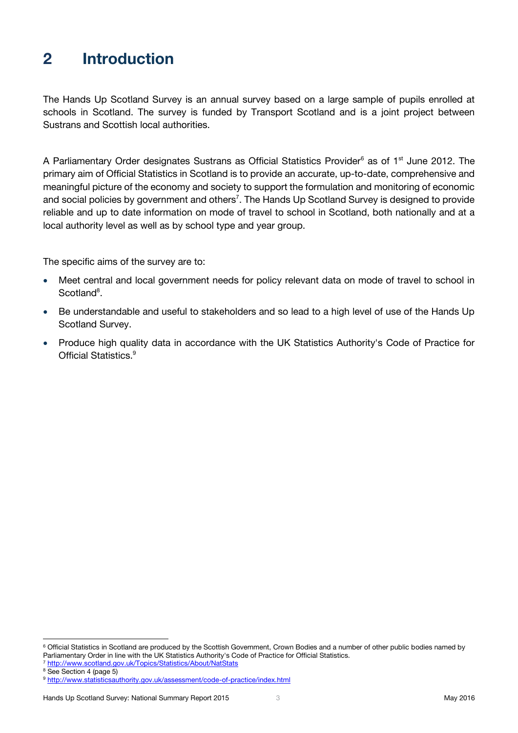# 2 Introduction

The Hands Up Scotland Survey is an annual survey based on a large sample of pupils enrolled at schools in Scotland. The survey is funded by Transport Scotland and is a joint project between Sustrans and Scottish local authorities.

A Parliamentary Order designates Sustrans as Official Statistics Provider[6] as of 1st June 2012. The primary aim of Official Statistics in Scotland is to provide an accurate, up-to-date, comprehensive and meaningful picture of the economy and society to support the formulation and monitoring of economic and social policies by government and others[7]. The Hands Up Scotland Survey is designed to provide reliable and up to date information on mode of travel to school in Scotland, both nationally and at a local authority level as well as by school type and year group.

The specific aims of the survey are to:

- Meet central and local government needs for policy relevant data on mode of travel to school in Scotland[8].
- Be understandable and useful to stakeholders and so lead to a high level of use of the Hands Up Scotland Survey.
- Produce high quality data in accordance with the UK Statistics Authority's Code of Practice for Official Statistics.[9]

---

[6] Official Statistics in Scotland are produced by the Scottish Government, Crown Bodies and a number of other public bodies named by Parliamentary Order in line with the UK Statistics Authority's Code of Practice for Official Statistics.

[7] http://www.scotland.gov.uk/Topics/Statistics/About/NatStats

[8] See Section 4 (page 5)

[9] http://www.statisticsauthority.gov.uk/assessment/code-of-practice/index.html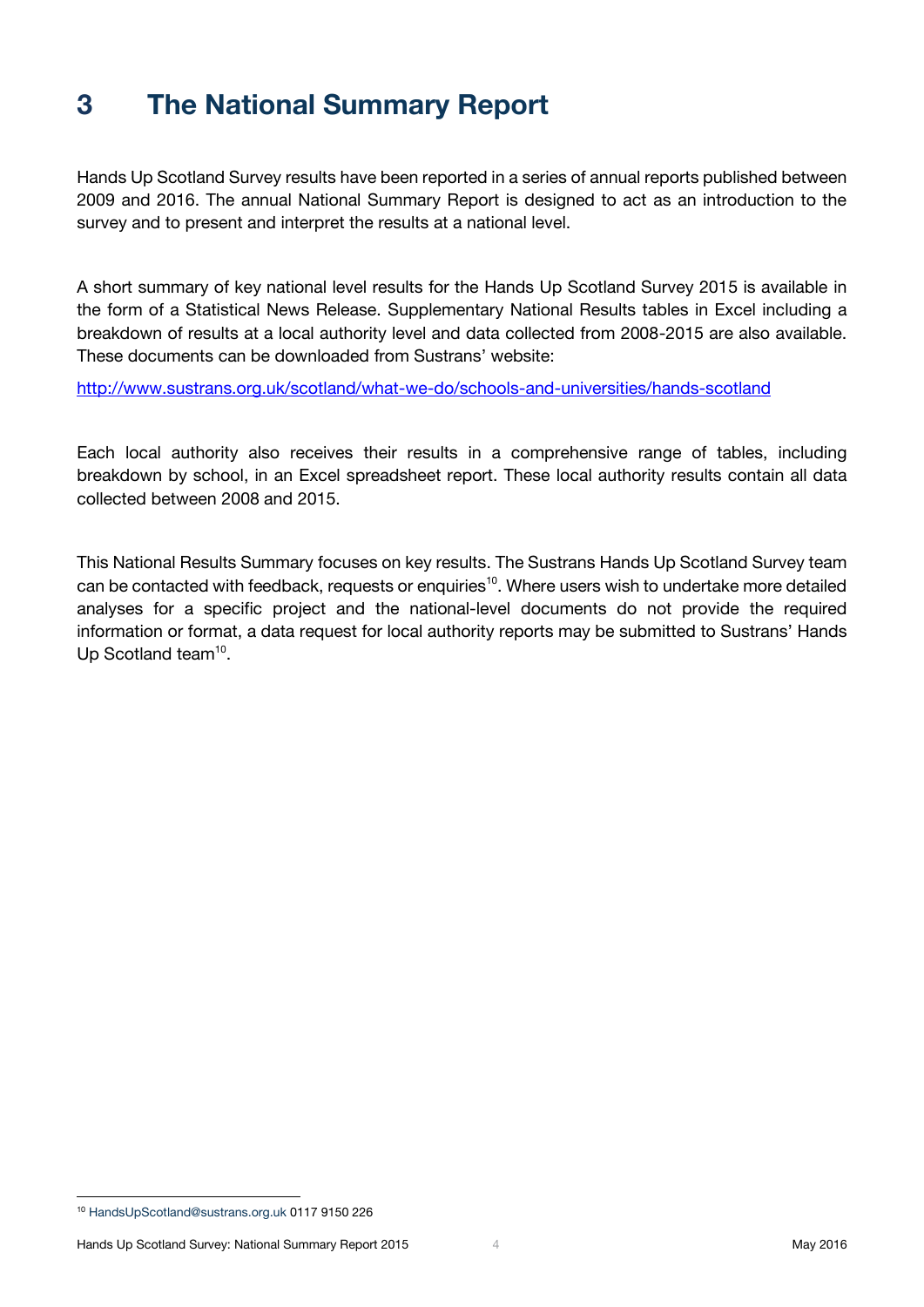# 3 The National Summary Report

Hands Up Scotland Survey results have been reported in a series of annual reports published between 2009 and 2016. The annual National Summary Report is designed to act as an introduction to the survey and to present and interpret the results at a national level.

A short summary of key national level results for the Hands Up Scotland Survey 2015 is available in the form of a Statistical News Release. Supplementary National Results tables in Excel including a breakdown of results at a local authority level and data collected from 2008-2015 are also available. These documents can be downloaded from Sustrans' website:

http://www.sustrans.org.uk/scotland/what-we-do/schools-and-universities/hands-scotland

Each local authority also receives their results in a comprehensive range of tables, including breakdown by school, in an Excel spreadsheet report. These local authority results contain all data collected between 2008 and 2015.

This National Results Summary focuses on key results. The Sustrans Hands Up Scotland Survey team can be contacted with feedback, requests or enquiries[10]. Where users wish to undertake more detailed analyses for a specific project and the national-level documents do not provide the required information or format, a data request for local authority reports may be submitted to Sustrans' Hands Up Scotland team[10].

[10] HandsUpScotland@sustrans.org.uk 0117 9150 226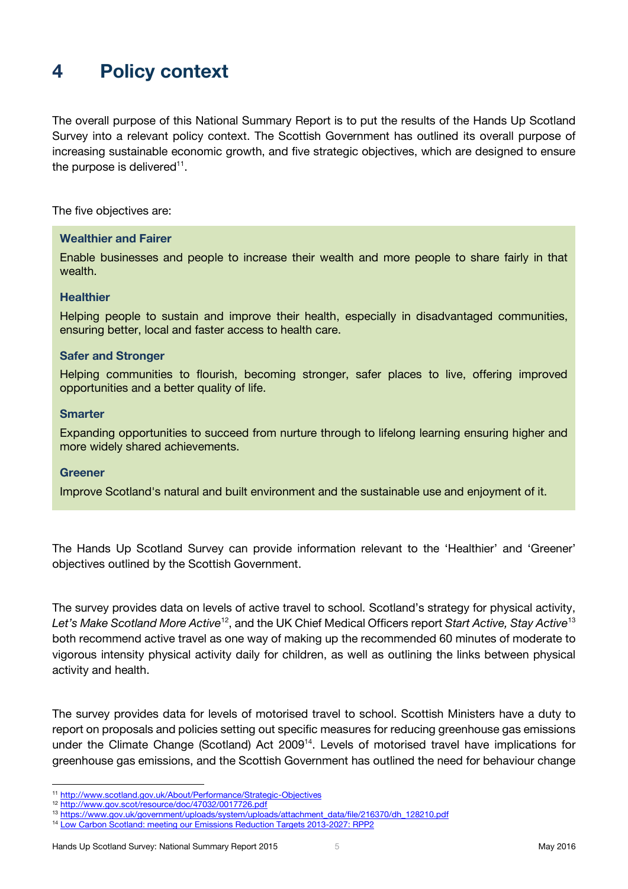# 4 Policy context

The overall purpose of this National Summary Report is to put the results of the Hands Up Scotland Survey into a relevant policy context. The Scottish Government has outlined its overall purpose of increasing sustainable economic growth, and five strategic objectives, which are designed to ensure the purpose is delivered[11].

The five objectives are:

**Wealthier and Fairer**

Enable businesses and people to increase their wealth and more people to share fairly in that wealth.

**Healthier**

Helping people to sustain and improve their health, especially in disadvantaged communities, ensuring better, local and faster access to health care.

**Safer and Stronger**

Helping communities to flourish, becoming stronger, safer places to live, offering improved opportunities and a better quality of life.

**Smarter**

Expanding opportunities to succeed from nurture through to lifelong learning ensuring higher and more widely shared achievements.

**Greener**

Improve Scotland's natural and built environment and the sustainable use and enjoyment of it.

The Hands Up Scotland Survey can provide information relevant to the 'Healthier' and 'Greener' objectives outlined by the Scottish Government.

The survey provides data on levels of active travel to school. Scotland's strategy for physical activity, *Let's Make Scotland More Active*[12], and the UK Chief Medical Officers report *Start Active, Stay Active*[13] both recommend active travel as one way of making up the recommended 60 minutes of moderate to vigorous intensity physical activity daily for children, as well as outlining the links between physical activity and health.

The survey provides data for levels of motorised travel to school. Scottish Ministers have a duty to report on proposals and policies setting out specific measures for reducing greenhouse gas emissions under the Climate Change (Scotland) Act 2009[14]. Levels of motorised travel have implications for greenhouse gas emissions, and the Scottish Government has outlined the need for behaviour change

[11] http://www.scotland.gov.uk/About/Performance/Strategic-Objectives

[12] http://www.gov.scot/resource/doc/47032/0017726.pdf

[13] https://www.gov.uk/government/uploads/system/uploads/attachment_data/file/216370/dh_128210.pdf

[14] Low Carbon Scotland: meeting our Emissions Reduction Targets 2013-2027: RPP2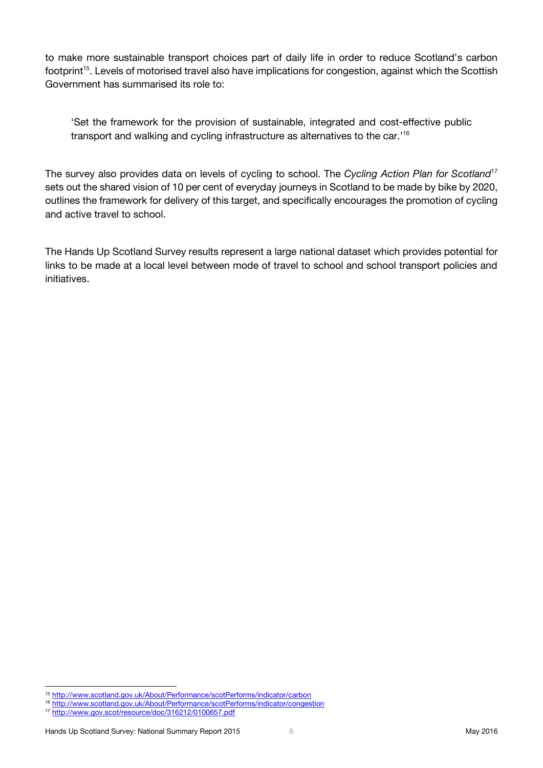to make more sustainable transport choices part of daily life in order to reduce Scotland's carbon footprint[15]. Levels of motorised travel also have implications for congestion, against which the Scottish Government has summarised its role to:

> 'Set the framework for the provision of sustainable, integrated and cost-effective public transport and walking and cycling infrastructure as alternatives to the car.'[16]

The survey also provides data on levels of cycling to school. The *Cycling Action Plan for Scotland*[17] sets out the shared vision of 10 per cent of everyday journeys in Scotland to be made by bike by 2020, outlines the framework for delivery of this target, and specifically encourages the promotion of cycling and active travel to school.

The Hands Up Scotland Survey results represent a large national dataset which provides potential for links to be made at a local level between mode of travel to school and school transport policies and initiatives.

---

[15] http://www.scotland.gov.uk/About/Performance/scotPerforms/indicator/carbon

[16] http://www.scotland.gov.uk/About/Performance/scotPerforms/indicator/congestion

[17] http://www.gov.scot/resource/doc/316212/0100657.pdf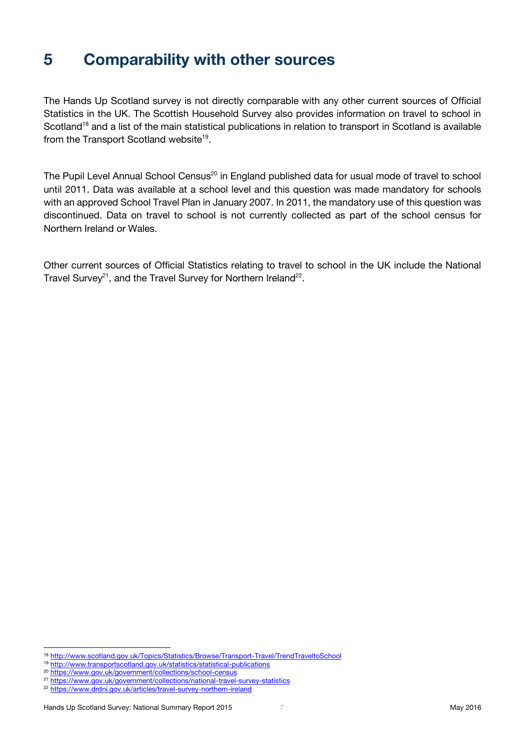# 5 Comparability with other sources

The Hands Up Scotland survey is not directly comparable with any other current sources of Official Statistics in the UK. The Scottish Household Survey also provides information on travel to school in Scotland[18] and a list of the main statistical publications in relation to transport in Scotland is available from the Transport Scotland website[19].

The Pupil Level Annual School Census[20] in England published data for usual mode of travel to school until 2011. Data was available at a school level and this question was made mandatory for schools with an approved School Travel Plan in January 2007. In 2011, the mandatory use of this question was discontinued. Data on travel to school is not currently collected as part of the school census for Northern Ireland or Wales.

Other current sources of Official Statistics relating to travel to school in the UK include the National Travel Survey[21], and the Travel Survey for Northern Ireland[22].

[18] http://www.scotland.gov.uk/Topics/Statistics/Browse/Transport-Travel/TrendTraveltoSchool
[19] http://www.transportscotland.gov.uk/statistics/statistical-publications
[20] https://www.gov.uk/government/collections/school-census
[21] https://www.gov.uk/government/collections/national-travel-survey-statistics
[22] https://www.drdni.gov.uk/articles/travel-survey-northern-ireland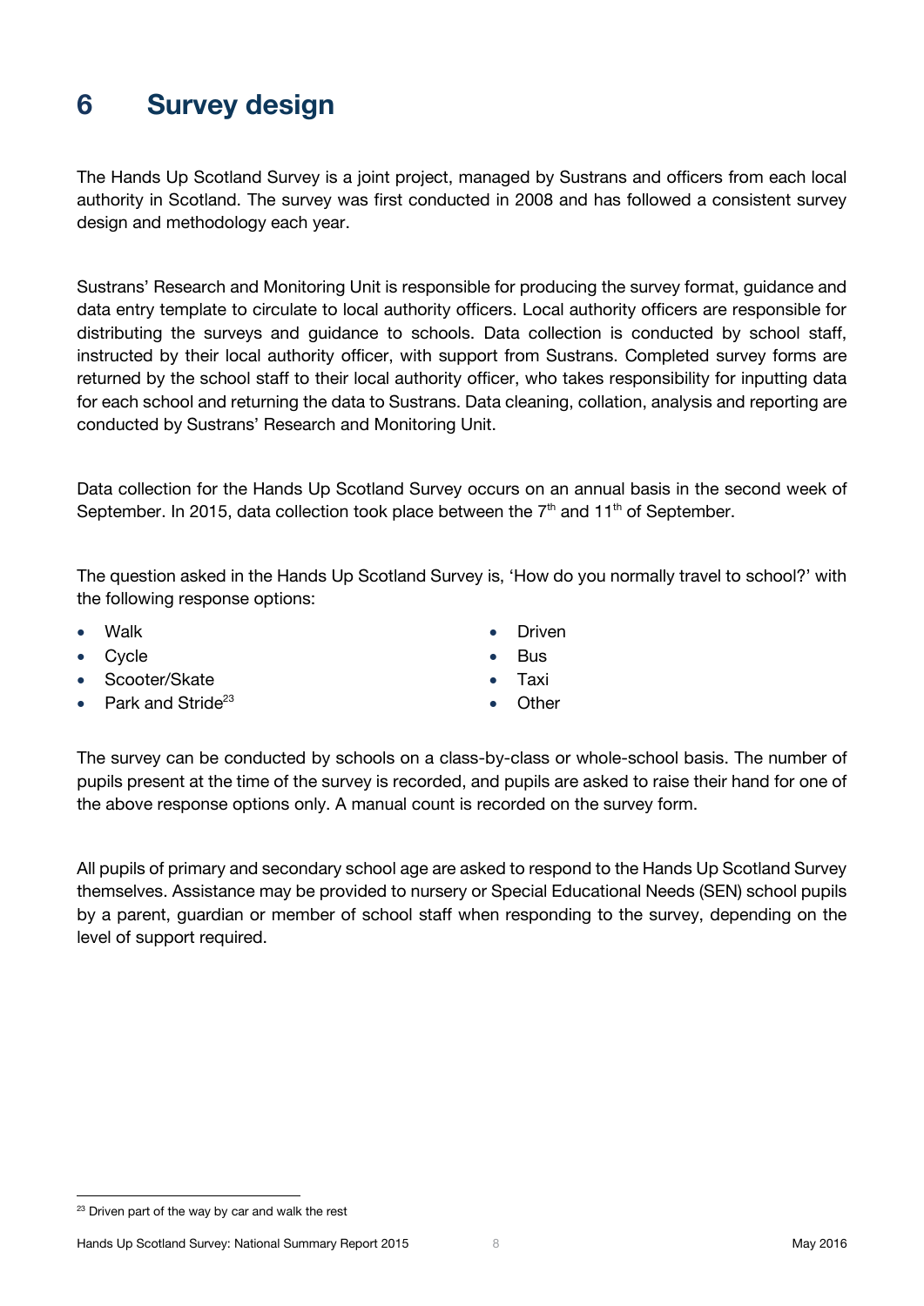# 6 Survey design

The Hands Up Scotland Survey is a joint project, managed by Sustrans and officers from each local authority in Scotland. The survey was first conducted in 2008 and has followed a consistent survey design and methodology each year.

Sustrans' Research and Monitoring Unit is responsible for producing the survey format, guidance and data entry template to circulate to local authority officers. Local authority officers are responsible for distributing the surveys and guidance to schools. Data collection is conducted by school staff, instructed by their local authority officer, with support from Sustrans. Completed survey forms are returned by the school staff to their local authority officer, who takes responsibility for inputting data for each school and returning the data to Sustrans. Data cleaning, collation, analysis and reporting are conducted by Sustrans' Research and Monitoring Unit.

Data collection for the Hands Up Scotland Survey occurs on an annual basis in the second week of September. In 2015, data collection took place between the 7th and 11th of September.

The question asked in the Hands Up Scotland Survey is, 'How do you normally travel to school?' with the following response options:

- Walk
- Cycle
- Scooter/Skate
- Park and Stride[23]
- Driven
- Bus
- Taxi
- Other

The survey can be conducted by schools on a class-by-class or whole-school basis. The number of pupils present at the time of the survey is recorded, and pupils are asked to raise their hand for one of the above response options only. A manual count is recorded on the survey form.

All pupils of primary and secondary school age are asked to respond to the Hands Up Scotland Survey themselves. Assistance may be provided to nursery or Special Educational Needs (SEN) school pupils by a parent, guardian or member of school staff when responding to the survey, depending on the level of support required.

[23] Driven part of the way by car and walk the rest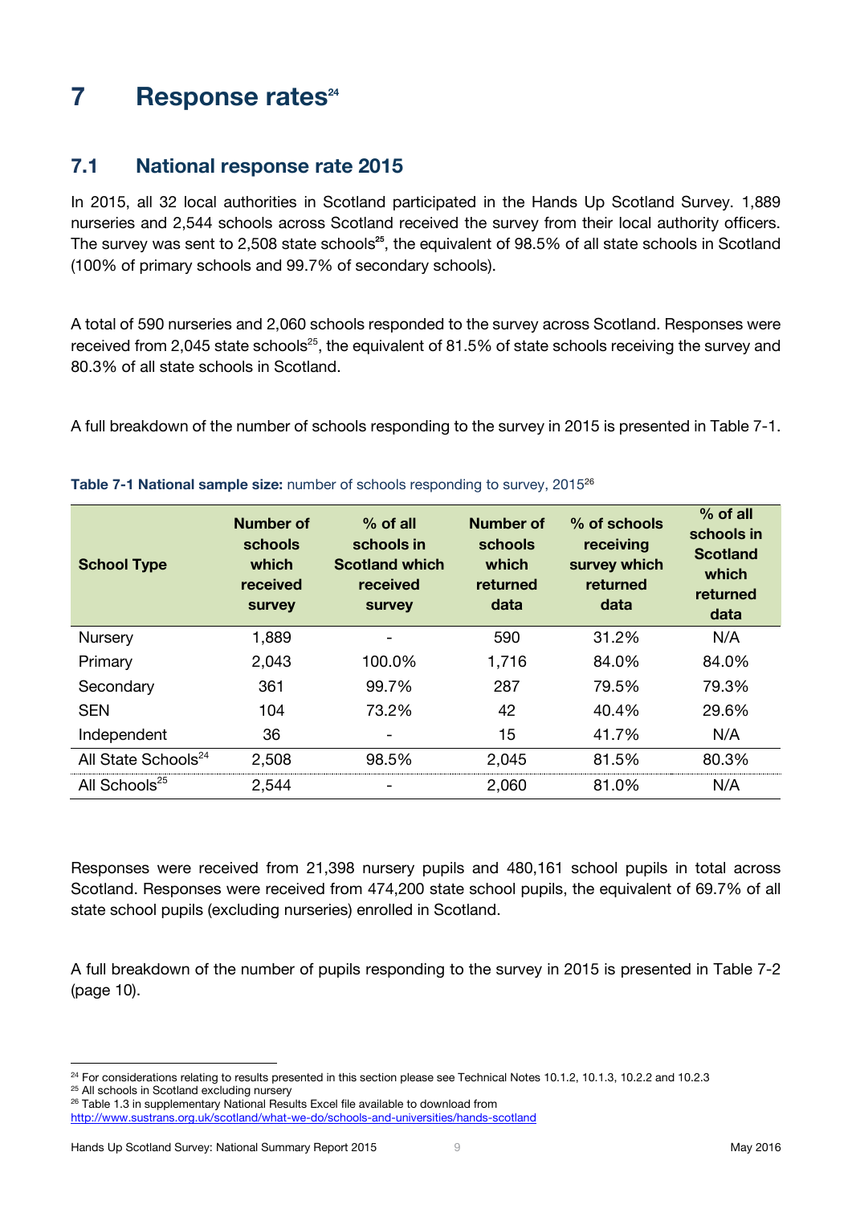# 7 Response rates[24]

## 7.1 National response rate 2015

In 2015, all 32 local authorities in Scotland participated in the Hands Up Scotland Survey. 1,889 nurseries and 2,544 schools across Scotland received the survey from their local authority officers. The survey was sent to 2,508 state schools[25], the equivalent of 98.5% of all state schools in Scotland (100% of primary schools and 99.7% of secondary schools).

A total of 590 nurseries and 2,060 schools responded to the survey across Scotland. Responses were received from 2,045 state schools[25], the equivalent of 81.5% of state schools receiving the survey and 80.3% of all state schools in Scotland.

A full breakdown of the number of schools responding to the survey in 2015 is presented in Table 7-1.

**Table 7-1 National sample size:** number of schools responding to survey, 2015[26]

| School Type | Number of schools which received survey | % of all schools in Scotland which received survey | Number of schools which returned data | % of schools receiving survey which returned data | % of all schools in Scotland which returned data |
|---|---|---|---|---|---|
| Nursery | 1,889 | - | 590 | 31.2% | N/A |
| Primary | 2,043 | 100.0% | 1,716 | 84.0% | 84.0% |
| Secondary | 361 | 99.7% | 287 | 79.5% | 79.3% |
| SEN | 104 | 73.2% | 42 | 40.4% | 29.6% |
| Independent | 36 | - | 15 | 41.7% | N/A |
| All State Schools[24] | 2,508 | 98.5% | 2,045 | 81.5% | 80.3% |
| All Schools[25] | 2,544 | - | 2,060 | 81.0% | N/A |

Responses were received from 21,398 nursery pupils and 480,161 school pupils in total across Scotland. Responses were received from 474,200 state school pupils, the equivalent of 69.7% of all state school pupils (excluding nurseries) enrolled in Scotland.

A full breakdown of the number of pupils responding to the survey in 2015 is presented in Table 7-2 (page 10).

[24] For considerations relating to results presented in this section please see Technical Notes 10.1.2, 10.1.3, 10.2.2 and 10.2.3

[25] All schools in Scotland excluding nursery

[26] Table 1.3 in supplementary National Results Excel file available to download from http://www.sustrans.org.uk/scotland/what-we-do/schools-and-universities/hands-scotland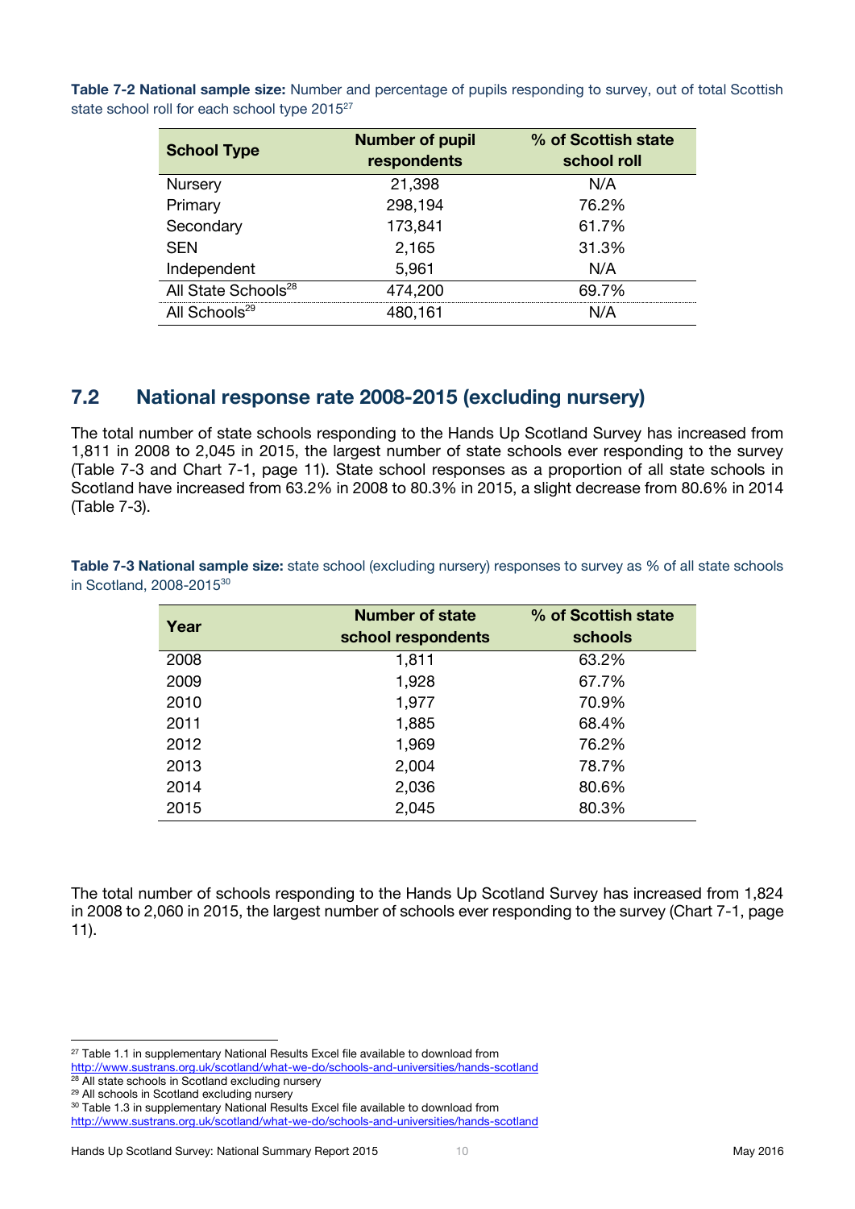**Table 7-2 National sample size:** Number and percentage of pupils responding to survey, out of total Scottish state school roll for each school type 2015[27]

| School Type | Number of pupil respondents | % of Scottish state school roll |
|---|---|---|
| Nursery | 21,398 | N/A |
| Primary | 298,194 | 76.2% |
| Secondary | 173,841 | 61.7% |
| SEN | 2,165 | 31.3% |
| Independent | 5,961 | N/A |
| All State Schools[28] | 474,200 | 69.7% |
| All Schools[29] | 480,161 | N/A |

## 7.2 National response rate 2008-2015 (excluding nursery)

The total number of state schools responding to the Hands Up Scotland Survey has increased from 1,811 in 2008 to 2,045 in 2015, the largest number of state schools ever responding to the survey (Table 7-3 and Chart 7-1, page 11). State school responses as a proportion of all state schools in Scotland have increased from 63.2% in 2008 to 80.3% in 2015, a slight decrease from 80.6% in 2014 (Table 7-3).

**Table 7-3 National sample size:** state school (excluding nursery) responses to survey as % of all state schools in Scotland, 2008-2015[30]

| Year | Number of state school respondents | % of Scottish state schools |
|---|---|---|
| 2008 | 1,811 | 63.2% |
| 2009 | 1,928 | 67.7% |
| 2010 | 1,977 | 70.9% |
| 2011 | 1,885 | 68.4% |
| 2012 | 1,969 | 76.2% |
| 2013 | 2,004 | 78.7% |
| 2014 | 2,036 | 80.6% |
| 2015 | 2,045 | 80.3% |

The total number of schools responding to the Hands Up Scotland Survey has increased from 1,824 in 2008 to 2,060 in 2015, the largest number of schools ever responding to the survey (Chart 7-1, page 11).

---

[27] Table 1.1 in supplementary National Results Excel file available to download from http://www.sustrans.org.uk/scotland/what-we-do/schools-and-universities/hands-scotland

[28] All state schools in Scotland excluding nursery

[29] All schools in Scotland excluding nursery

[30] Table 1.3 in supplementary National Results Excel file available to download from http://www.sustrans.org.uk/scotland/what-we-do/schools-and-universities/hands-scotland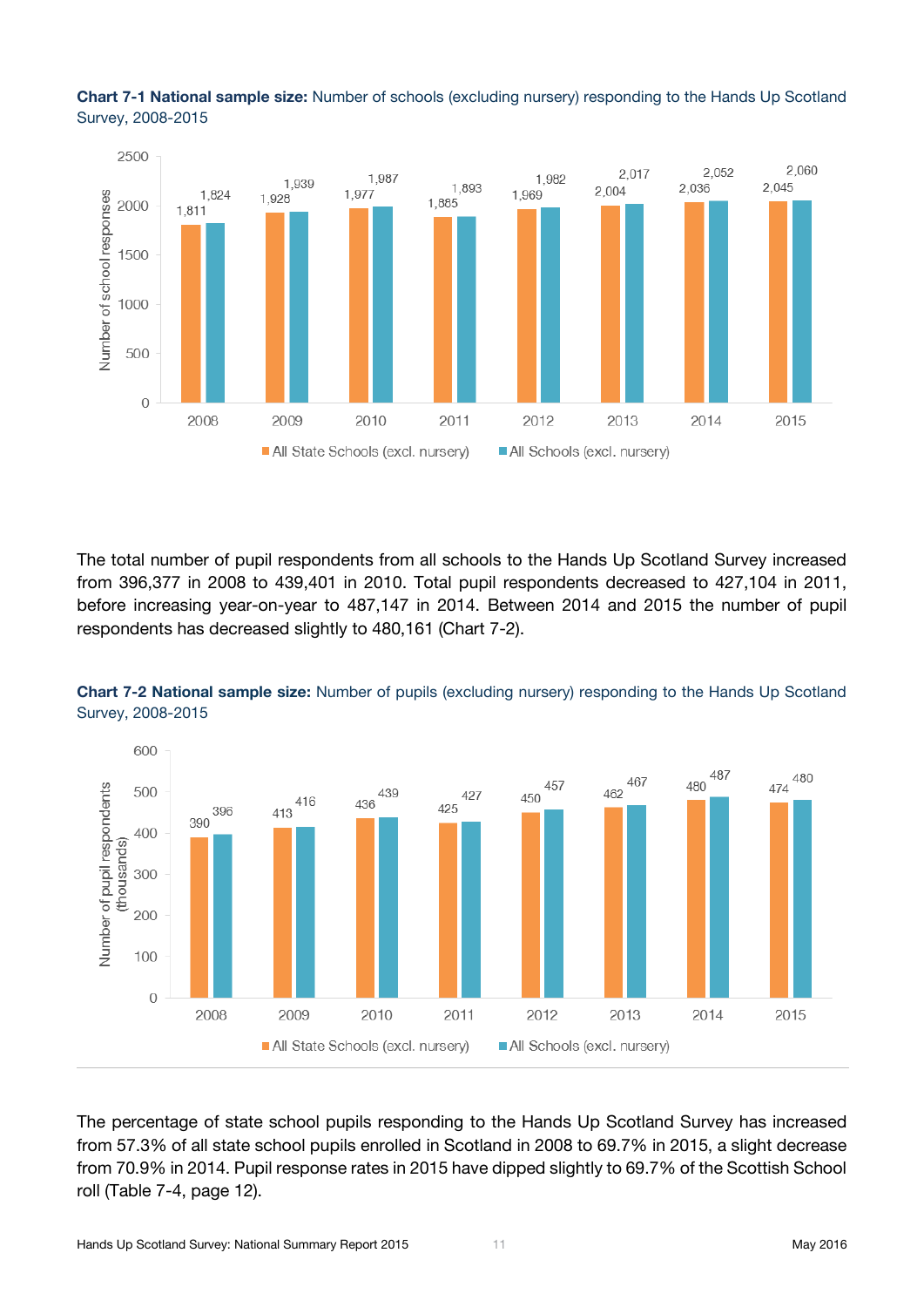**Chart 7-1 National sample size:** Number of schools (excluding nursery) responding to the Hands Up Scotland Survey, 2008-2015

| Year | All State Schools (excl. nursery) | All Schools (excl. nursery) |
|---|---|---|
| 2008 | 1,811 | 1,824 |
| 2009 | 1,928 | 1,939 |
| 2010 | 1,977 | 1,987 |
| 2011 | 1,885 | 1,893 |
| 2012 | 1,969 | 1,982 |
| 2013 | 2,004 | 2,017 |
| 2014 | 2,036 | 2,052 |
| 2015 | 2,045 | 2,060 |

The total number of pupil respondents from all schools to the Hands Up Scotland Survey increased from 396,377 in 2008 to 439,401 in 2010. Total pupil respondents decreased to 427,104 in 2011, before increasing year-on-year to 487,147 in 2014. Between 2014 and 2015 the number of pupil respondents has decreased slightly to 480,161 (Chart 7-2).

**Chart 7-2 National sample size:** Number of pupils (excluding nursery) responding to the Hands Up Scotland Survey, 2008-2015

| Year | All State Schools (excl. nursery) (thousands) | All Schools (excl. nursery) (thousands) |
|---|---|---|
| 2008 | 390 | 396 |
| 2009 | 413 | 416 |
| 2010 | 436 | 439 |
| 2011 | 425 | 427 |
| 2012 | 450 | 457 |
| 2013 | 462 | 467 |
| 2014 | 480 | 487 |
| 2015 | 474 | 480 |

The percentage of state school pupils responding to the Hands Up Scotland Survey has increased from 57.3% of all state school pupils enrolled in Scotland in 2008 to 69.7% in 2015, a slight decrease from 70.9% in 2014. Pupil response rates in 2015 have dipped slightly to 69.7% of the Scottish School roll (Table 7-4, page 12).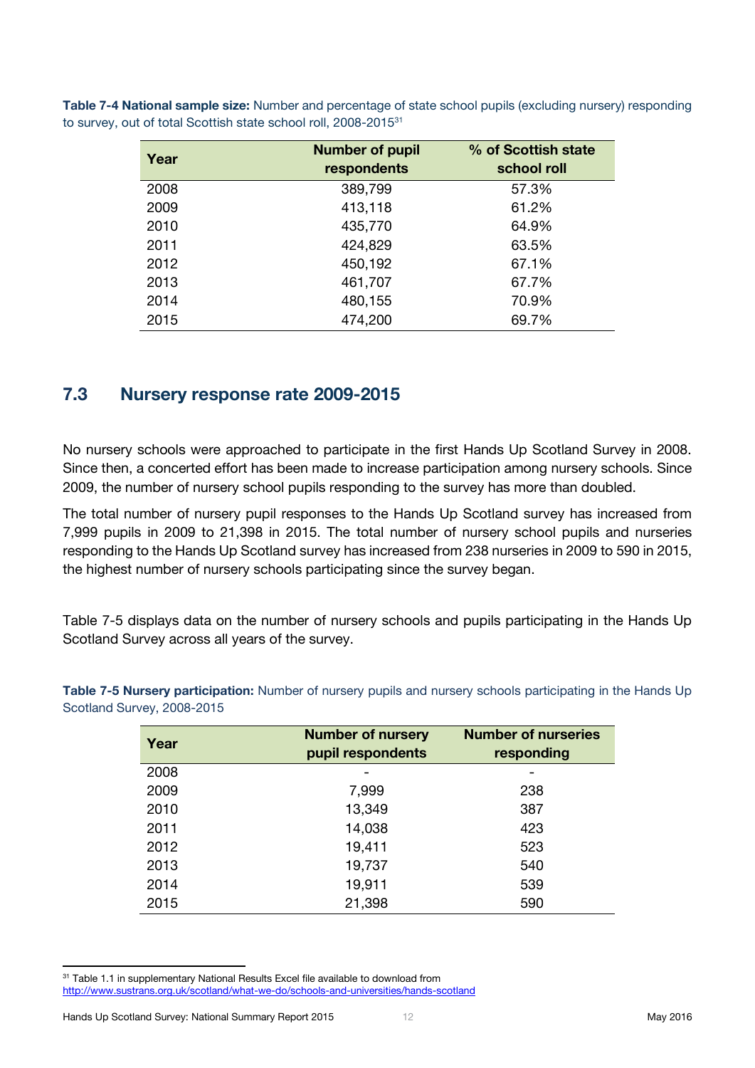**Table 7-4 National sample size:** Number and percentage of state school pupils (excluding nursery) responding to survey, out of total Scottish state school roll, 2008-2015[31]

| Year | Number of pupil respondents | % of Scottish state school roll |
|---|---|---|
| 2008 | 389,799 | 57.3% |
| 2009 | 413,118 | 61.2% |
| 2010 | 435,770 | 64.9% |
| 2011 | 424,829 | 63.5% |
| 2012 | 450,192 | 67.1% |
| 2013 | 461,707 | 67.7% |
| 2014 | 480,155 | 70.9% |
| 2015 | 474,200 | 69.7% |

## 7.3 Nursery response rate 2009-2015

No nursery schools were approached to participate in the first Hands Up Scotland Survey in 2008. Since then, a concerted effort has been made to increase participation among nursery schools. Since 2009, the number of nursery school pupils responding to the survey has more than doubled.

The total number of nursery pupil responses to the Hands Up Scotland survey has increased from 7,999 pupils in 2009 to 21,398 in 2015. The total number of nursery school pupils and nurseries responding to the Hands Up Scotland survey has increased from 238 nurseries in 2009 to 590 in 2015, the highest number of nursery schools participating since the survey began.

Table 7-5 displays data on the number of nursery schools and pupils participating in the Hands Up Scotland Survey across all years of the survey.

**Table 7-5 Nursery participation:** Number of nursery pupils and nursery schools participating in the Hands Up Scotland Survey, 2008-2015

| Year | Number of nursery pupil respondents | Number of nurseries responding |
|---|---|---|
| 2008 | - | - |
| 2009 | 7,999 | 238 |
| 2010 | 13,349 | 387 |
| 2011 | 14,038 | 423 |
| 2012 | 19,411 | 523 |
| 2013 | 19,737 | 540 |
| 2014 | 19,911 | 539 |
| 2015 | 21,398 | 590 |

[31] Table 1.1 in supplementary National Results Excel file available to download from http://www.sustrans.org.uk/scotland/what-we-do/schools-and-universities/hands-scotland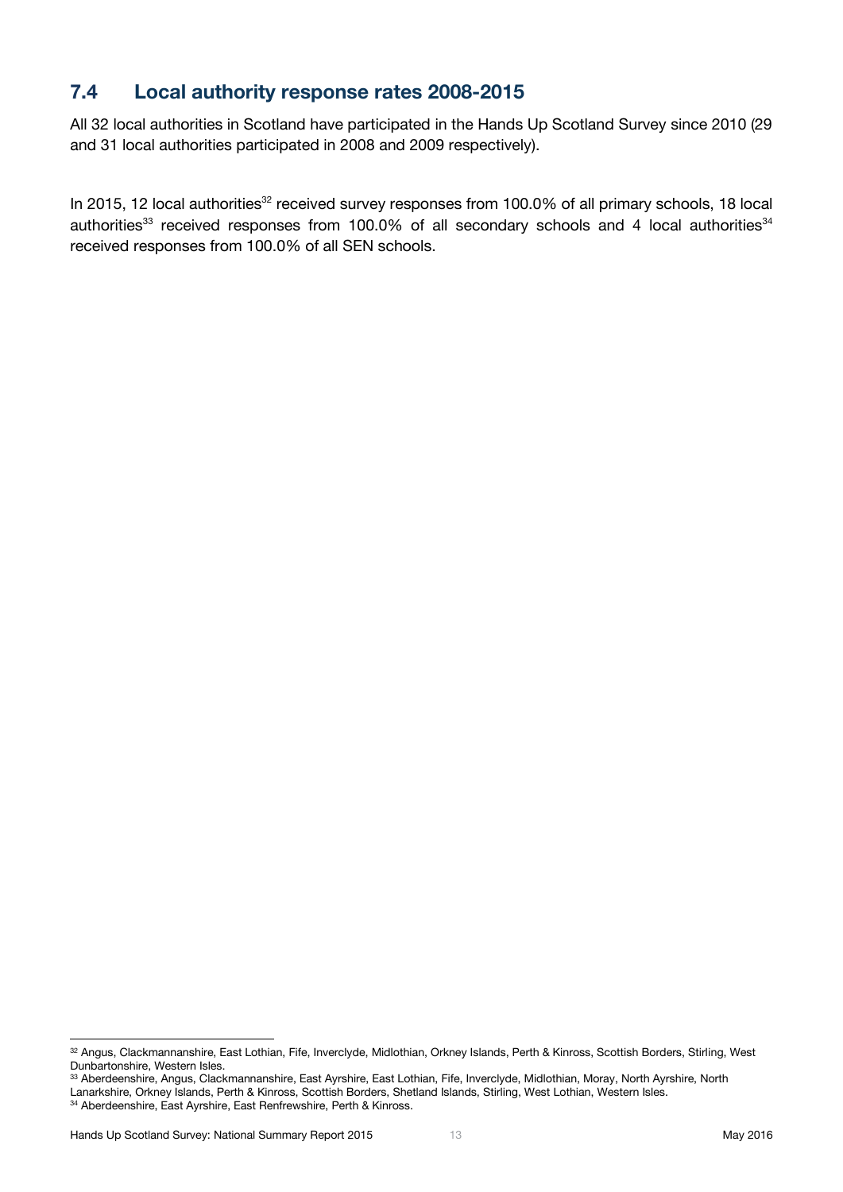## 7.4 Local authority response rates 2008-2015

All 32 local authorities in Scotland have participated in the Hands Up Scotland Survey since 2010 (29 and 31 local authorities participated in 2008 and 2009 respectively).

In 2015, 12 local authorities[32] received survey responses from 100.0% of all primary schools, 18 local authorities[33] received responses from 100.0% of all secondary schools and 4 local authorities[34] received responses from 100.0% of all SEN schools.

---

[32] Angus, Clackmannanshire, East Lothian, Fife, Inverclyde, Midlothian, Orkney Islands, Perth & Kinross, Scottish Borders, Stirling, West Dunbartonshire, Western Isles.

[33] Aberdeenshire, Angus, Clackmannanshire, East Ayrshire, East Lothian, Fife, Inverclyde, Midlothian, Moray, North Ayrshire, North Lanarkshire, Orkney Islands, Perth & Kinross, Scottish Borders, Shetland Islands, Stirling, West Lothian, Western Isles.

[34] Aberdeenshire, East Ayrshire, East Renfrewshire, Perth & Kinross.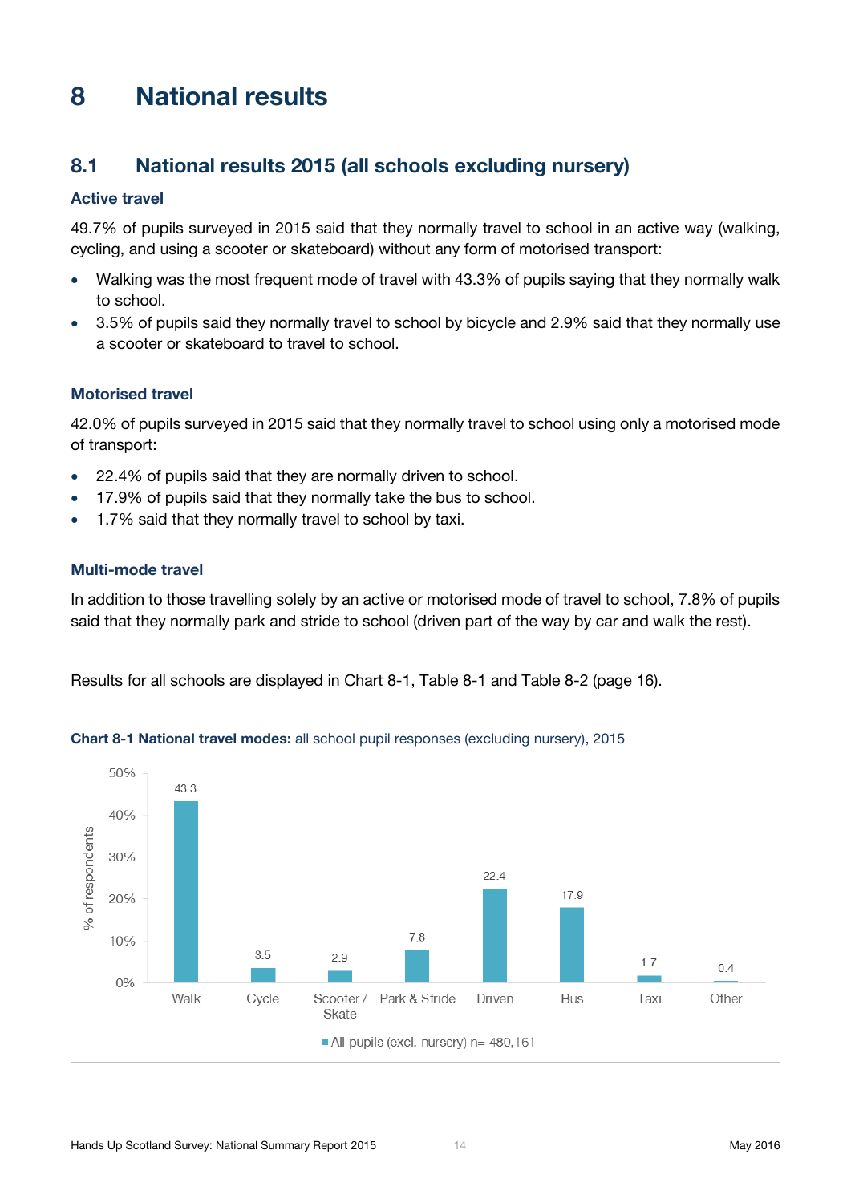# 8 National results

## 8.1 National results 2015 (all schools excluding nursery)

### Active travel

49.7% of pupils surveyed in 2015 said that they normally travel to school in an active way (walking, cycling, and using a scooter or skateboard) without any form of motorised transport:

- Walking was the most frequent mode of travel with 43.3% of pupils saying that they normally walk to school.
- 3.5% of pupils said they normally travel to school by bicycle and 2.9% said that they normally use a scooter or skateboard to travel to school.

### Motorised travel

42.0% of pupils surveyed in 2015 said that they normally travel to school using only a motorised mode of transport:

- 22.4% of pupils said that they are normally driven to school.
- 17.9% of pupils said that they normally take the bus to school.
- 1.7% said that they normally travel to school by taxi.

### Multi-mode travel

In addition to those travelling solely by an active or motorised mode of travel to school, 7.8% of pupils said that they normally park and stride to school (driven part of the way by car and walk the rest).

Results for all schools are displayed in Chart 8-1, Table 8-1 and Table 8-2 (page 16).

**Chart 8-1 National travel modes:** all school pupil responses (excluding nursery), 2015

| Mode | % of respondents |
|---|---|
| Walk | 43.3 |
| Cycle | 3.5 |
| Scooter / Skate | 2.9 |
| Park & Stride | 7.8 |
| Driven | 22.4 |
| Bus | 17.9 |
| Taxi | 1.7 |
| Other | 0.4 |

All pupils (excl. nursery) n= 480,161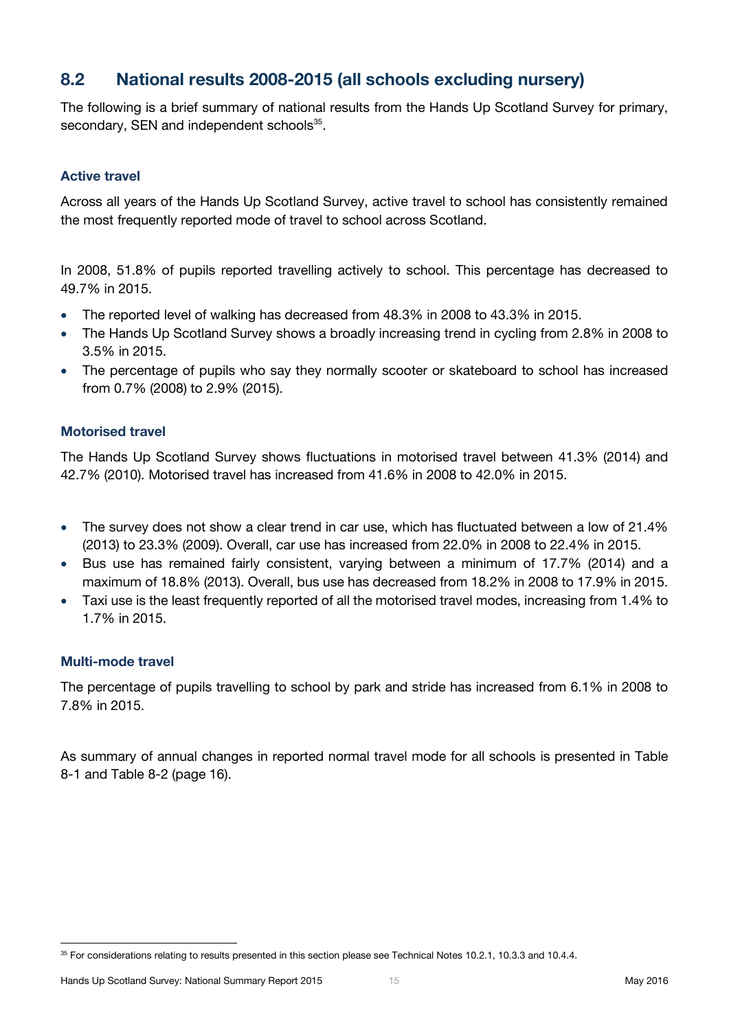## 8.2 National results 2008-2015 (all schools excluding nursery)

The following is a brief summary of national results from the Hands Up Scotland Survey for primary, secondary, SEN and independent schools[35].

### Active travel

Across all years of the Hands Up Scotland Survey, active travel to school has consistently remained the most frequently reported mode of travel to school across Scotland.

In 2008, 51.8% of pupils reported travelling actively to school. This percentage has decreased to 49.7% in 2015.

- The reported level of walking has decreased from 48.3% in 2008 to 43.3% in 2015.
- The Hands Up Scotland Survey shows a broadly increasing trend in cycling from 2.8% in 2008 to 3.5% in 2015.
- The percentage of pupils who say they normally scooter or skateboard to school has increased from 0.7% (2008) to 2.9% (2015).

### Motorised travel

The Hands Up Scotland Survey shows fluctuations in motorised travel between 41.3% (2014) and 42.7% (2010). Motorised travel has increased from 41.6% in 2008 to 42.0% in 2015.

- The survey does not show a clear trend in car use, which has fluctuated between a low of 21.4% (2013) to 23.3% (2009). Overall, car use has increased from 22.0% in 2008 to 22.4% in 2015.
- Bus use has remained fairly consistent, varying between a minimum of 17.7% (2014) and a maximum of 18.8% (2013). Overall, bus use has decreased from 18.2% in 2008 to 17.9% in 2015.
- Taxi use is the least frequently reported of all the motorised travel modes, increasing from 1.4% to 1.7% in 2015.

### Multi-mode travel

The percentage of pupils travelling to school by park and stride has increased from 6.1% in 2008 to 7.8% in 2015.

As summary of annual changes in reported normal travel mode for all schools is presented in Table 8-1 and Table 8-2 (page 16).

---

[35] For considerations relating to results presented in this section please see Technical Notes 10.2.1, 10.3.3 and 10.4.4.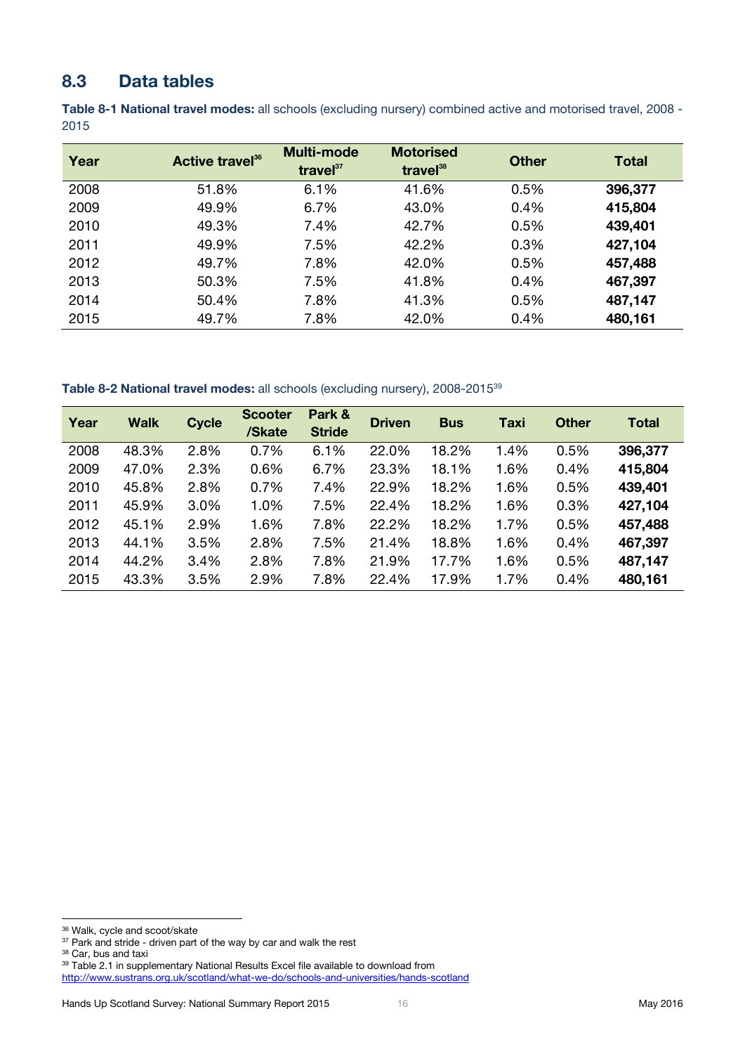## 8.3 Data tables

**Table 8-1 National travel modes:** all schools (excluding nursery) combined active and motorised travel, 2008 - 2015

| Year | Active travel[36] | Multi-mode travel[37] | Motorised travel[38] | Other | Total |
|---|---|---|---|---|---|
| 2008 | 51.8% | 6.1% | 41.6% | 0.5% | **396,377** |
| 2009 | 49.9% | 6.7% | 43.0% | 0.4% | **415,804** |
| 2010 | 49.3% | 7.4% | 42.7% | 0.5% | **439,401** |
| 2011 | 49.9% | 7.5% | 42.2% | 0.3% | **427,104** |
| 2012 | 49.7% | 7.8% | 42.0% | 0.5% | **457,488** |
| 2013 | 50.3% | 7.5% | 41.8% | 0.4% | **467,397** |
| 2014 | 50.4% | 7.8% | 41.3% | 0.5% | **487,147** |
| 2015 | 49.7% | 7.8% | 42.0% | 0.4% | **480,161** |

**Table 8-2 National travel modes:** all schools (excluding nursery), 2008-2015[39]

| Year | Walk | Cycle | Scooter /Skate | Park & Stride | Driven | Bus | Taxi | Other | Total |
|---|---|---|---|---|---|---|---|---|---|
| 2008 | 48.3% | 2.8% | 0.7% | 6.1% | 22.0% | 18.2% | 1.4% | 0.5% | **396,377** |
| 2009 | 47.0% | 2.3% | 0.6% | 6.7% | 23.3% | 18.1% | 1.6% | 0.4% | **415,804** |
| 2010 | 45.8% | 2.8% | 0.7% | 7.4% | 22.9% | 18.2% | 1.6% | 0.5% | **439,401** |
| 2011 | 45.9% | 3.0% | 1.0% | 7.5% | 22.4% | 18.2% | 1.6% | 0.3% | **427,104** |
| 2012 | 45.1% | 2.9% | 1.6% | 7.8% | 22.2% | 18.2% | 1.7% | 0.5% | **457,488** |
| 2013 | 44.1% | 3.5% | 2.8% | 7.5% | 21.4% | 18.8% | 1.6% | 0.4% | **467,397** |
| 2014 | 44.2% | 3.4% | 2.8% | 7.8% | 21.9% | 17.7% | 1.6% | 0.5% | **487,147** |
| 2015 | 43.3% | 3.5% | 2.9% | 7.8% | 22.4% | 17.9% | 1.7% | 0.4% | **480,161** |

[36] Walk, cycle and scoot/skate
[37] Park and stride - driven part of the way by car and walk the rest
[38] Car, bus and taxi
[39] Table 2.1 in supplementary National Results Excel file available to download from http://www.sustrans.org.uk/scotland/what-we-do/schools-and-universities/hands-scotland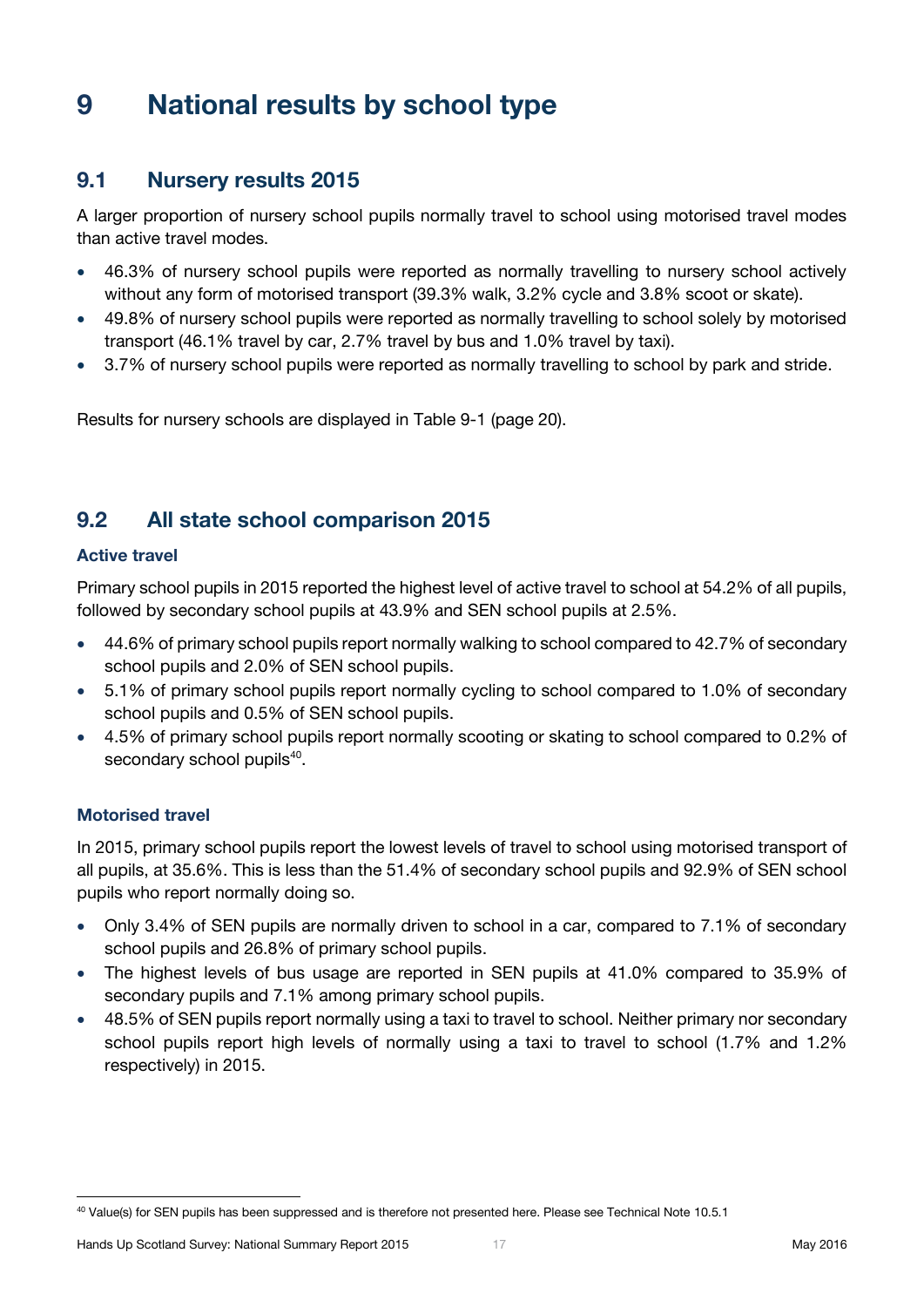# 9 National results by school type

## 9.1 Nursery results 2015

A larger proportion of nursery school pupils normally travel to school using motorised travel modes than active travel modes.

- 46.3% of nursery school pupils were reported as normally travelling to nursery school actively without any form of motorised transport (39.3% walk, 3.2% cycle and 3.8% scoot or skate).
- 49.8% of nursery school pupils were reported as normally travelling to school solely by motorised transport (46.1% travel by car, 2.7% travel by bus and 1.0% travel by taxi).
- 3.7% of nursery school pupils were reported as normally travelling to school by park and stride.

Results for nursery schools are displayed in Table 9-1 (page 20).

## 9.2 All state school comparison 2015

### Active travel

Primary school pupils in 2015 reported the highest level of active travel to school at 54.2% of all pupils, followed by secondary school pupils at 43.9% and SEN school pupils at 2.5%.

- 44.6% of primary school pupils report normally walking to school compared to 42.7% of secondary school pupils and 2.0% of SEN school pupils.
- 5.1% of primary school pupils report normally cycling to school compared to 1.0% of secondary school pupils and 0.5% of SEN school pupils.
- 4.5% of primary school pupils report normally scooting or skating to school compared to 0.2% of secondary school pupils[40].

### Motorised travel

In 2015, primary school pupils report the lowest levels of travel to school using motorised transport of all pupils, at 35.6%. This is less than the 51.4% of secondary school pupils and 92.9% of SEN school pupils who report normally doing so.

- Only 3.4% of SEN pupils are normally driven to school in a car, compared to 7.1% of secondary school pupils and 26.8% of primary school pupils.
- The highest levels of bus usage are reported in SEN pupils at 41.0% compared to 35.9% of secondary pupils and 7.1% among primary school pupils.
- 48.5% of SEN pupils report normally using a taxi to travel to school. Neither primary nor secondary school pupils report high levels of normally using a taxi to travel to school (1.7% and 1.2% respectively) in 2015.

[40] Value(s) for SEN pupils has been suppressed and is therefore not presented here. Please see Technical Note 10.5.1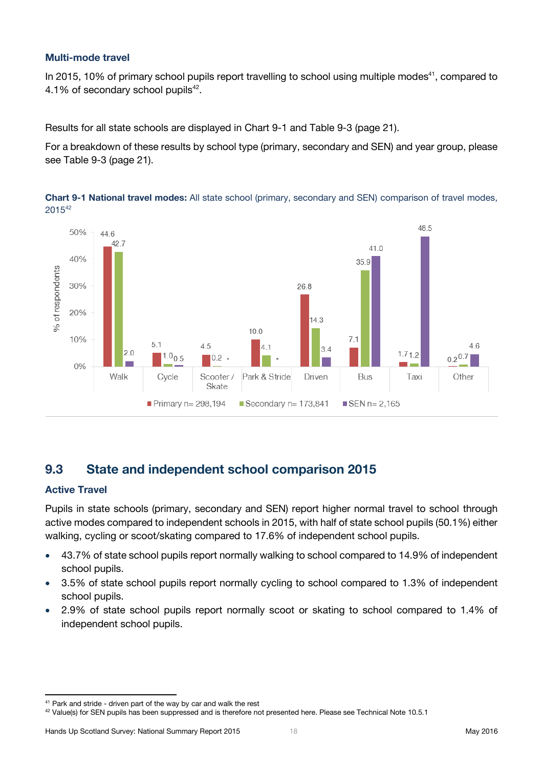### Multi-mode travel

In 2015, 10% of primary school pupils report travelling to school using multiple modes[41], compared to 4.1% of secondary school pupils[42].

Results for all state schools are displayed in Chart 9-1 and Table 9-3 (page 21).

For a breakdown of these results by school type (primary, secondary and SEN) and year group, please see Table 9-3 (page 21).

**Chart 9-1 National travel modes:** All state school (primary, secondary and SEN) comparison of travel modes, 2015[42]

| Mode | Primary n= 298,194 | Secondary n= 173,841 | SEN n= 2,165 |
|---|---|---|---|
| Walk | 44.6 | 42.7 | 2.0 |
| Cycle | 5.1 | 1.0 | 0.5 |
| Scooter / Skate | 4.5 | 0.2 | * |
| Park & Stride | 10.0 | 4.1 | * |
| Driven | 26.8 | 14.3 | 3.4 |
| Bus | 7.1 | 35.9 | 41.0 |
| Taxi | 1.7 | 1.2 | 48.5 |
| Other | 0.2 | 0.7 | 4.6 |

## 9.3 State and independent school comparison 2015

### Active Travel

Pupils in state schools (primary, secondary and SEN) report higher normal travel to school through active modes compared to independent schools in 2015, with half of state school pupils (50.1%) either walking, cycling or scoot/skating compared to 17.6% of independent school pupils.

- 43.7% of state school pupils report normally walking to school compared to 14.9% of independent school pupils.
- 3.5% of state school pupils report normally cycling to school compared to 1.3% of independent school pupils.
- 2.9% of state school pupils report normally scoot or skating to school compared to 1.4% of independent school pupils.

[41] Park and stride - driven part of the way by car and walk the rest

[42] Value(s) for SEN pupils has been suppressed and is therefore not presented here. Please see Technical Note 10.5.1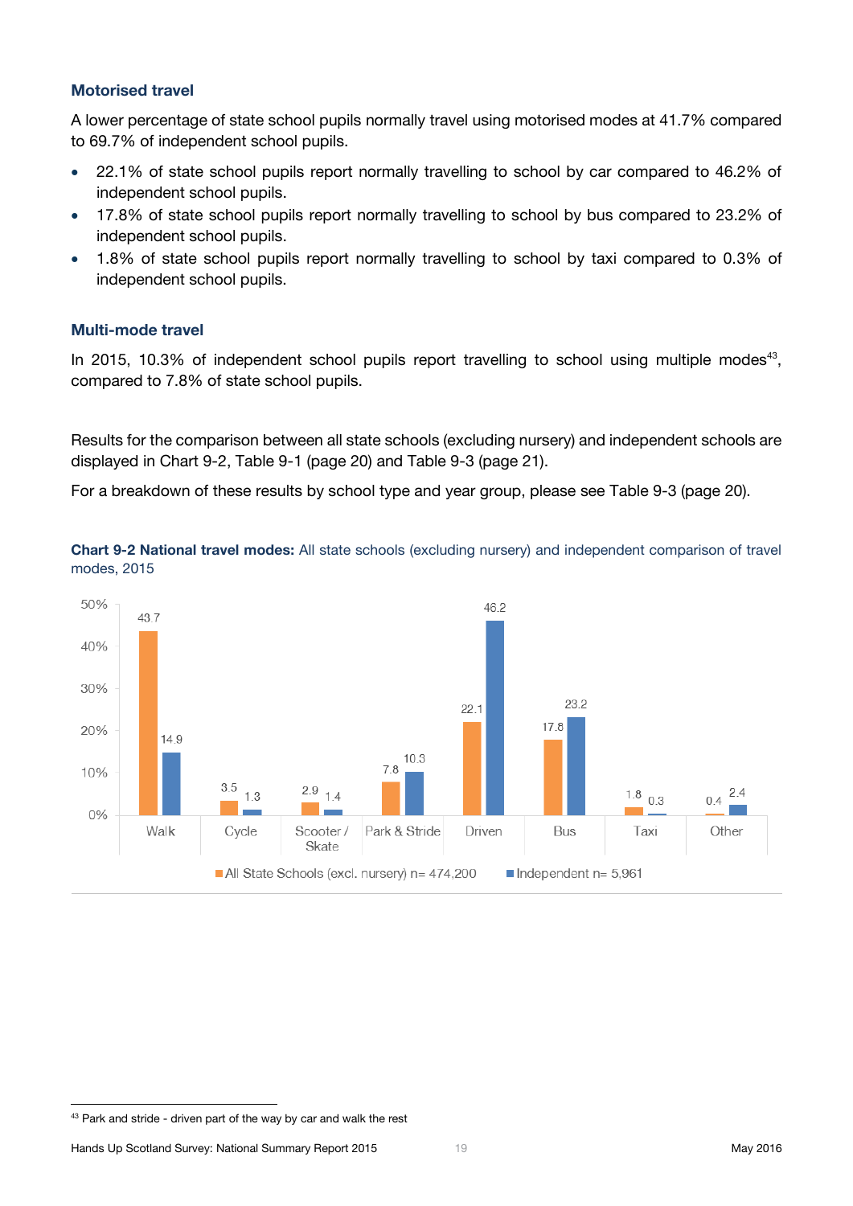### Motorised travel

A lower percentage of state school pupils normally travel using motorised modes at 41.7% compared to 69.7% of independent school pupils.

- 22.1% of state school pupils report normally travelling to school by car compared to 46.2% of independent school pupils.
- 17.8% of state school pupils report normally travelling to school by bus compared to 23.2% of independent school pupils.
- 1.8% of state school pupils report normally travelling to school by taxi compared to 0.3% of independent school pupils.

### Multi-mode travel

In 2015, 10.3% of independent school pupils report travelling to school using multiple modes[43], compared to 7.8% of state school pupils.

Results for the comparison between all state schools (excluding nursery) and independent schools are displayed in Chart 9-2, Table 9-1 (page 20) and Table 9-3 (page 21).

For a breakdown of these results by school type and year group, please see Table 9-3 (page 20).

**Chart 9-2 National travel modes:** All state schools (excluding nursery) and independent comparison of travel modes, 2015

| Mode | All State Schools (excl. nursery) n= 474,200 | Independent n= 5,961 |
|---|---|---|
| Walk | 43.7 | 14.9 |
| Cycle | 3.5 | 1.3 |
| Scooter / Skate | 2.9 | 1.4 |
| Park & Stride | 7.8 | 10.3 |
| Driven | 22.1 | 46.2 |
| Bus | 17.8 | 23.2 |
| Taxi | 1.8 | 0.3 |
| Other | 0.4 | 2.4 |

[43] Park and stride - driven part of the way by car and walk the rest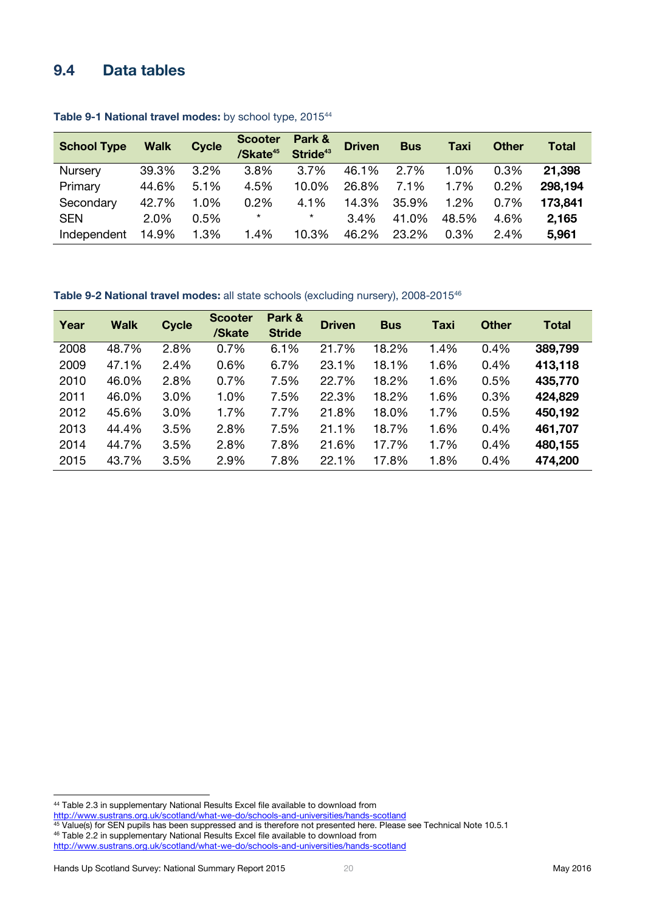## 9.4 Data tables

**Table 9-1 National travel modes:** by school type, 2015[44]

| School Type | Walk | Cycle | Scooter /Skate[45] | Park & Stride[43] | Driven | Bus | Taxi | Other | Total |
|---|---|---|---|---|---|---|---|---|---|
| Nursery | 39.3% | 3.2% | 3.8% | 3.7% | 46.1% | 2.7% | 1.0% | 0.3% | **21,398** |
| Primary | 44.6% | 5.1% | 4.5% | 10.0% | 26.8% | 7.1% | 1.7% | 0.2% | **298,194** |
| Secondary | 42.7% | 1.0% | 0.2% | 4.1% | 14.3% | 35.9% | 1.2% | 0.7% | **173,841** |
| SEN | 2.0% | 0.5% | * | * | 3.4% | 41.0% | 48.5% | 4.6% | **2,165** |
| Independent | 14.9% | 1.3% | 1.4% | 10.3% | 46.2% | 23.2% | 0.3% | 2.4% | **5,961** |

**Table 9-2 National travel modes:** all state schools (excluding nursery), 2008-2015[46]

| Year | Walk | Cycle | Scooter /Skate | Park & Stride | Driven | Bus | Taxi | Other | Total |
|---|---|---|---|---|---|---|---|---|---|
| 2008 | 48.7% | 2.8% | 0.7% | 6.1% | 21.7% | 18.2% | 1.4% | 0.4% | **389,799** |
| 2009 | 47.1% | 2.4% | 0.6% | 6.7% | 23.1% | 18.1% | 1.6% | 0.4% | **413,118** |
| 2010 | 46.0% | 2.8% | 0.7% | 7.5% | 22.7% | 18.2% | 1.6% | 0.5% | **435,770** |
| 2011 | 46.0% | 3.0% | 1.0% | 7.5% | 22.3% | 18.2% | 1.6% | 0.3% | **424,829** |
| 2012 | 45.6% | 3.0% | 1.7% | 7.7% | 21.8% | 18.0% | 1.7% | 0.5% | **450,192** |
| 2013 | 44.4% | 3.5% | 2.8% | 7.5% | 21.1% | 18.7% | 1.6% | 0.4% | **461,707** |
| 2014 | 44.7% | 3.5% | 2.8% | 7.8% | 21.6% | 17.7% | 1.7% | 0.4% | **480,155** |
| 2015 | 43.7% | 3.5% | 2.9% | 7.8% | 22.1% | 17.8% | 1.8% | 0.4% | **474,200** |

[44] Table 2.3 in supplementary National Results Excel file available to download from http://www.sustrans.org.uk/scotland/what-we-do/schools-and-universities/hands-scotland

[45] Value(s) for SEN pupils has been suppressed and is therefore not presented here. Please see Technical Note 10.5.1

[46] Table 2.2 in supplementary National Results Excel file available to download from http://www.sustrans.org.uk/scotland/what-we-do/schools-and-universities/hands-scotland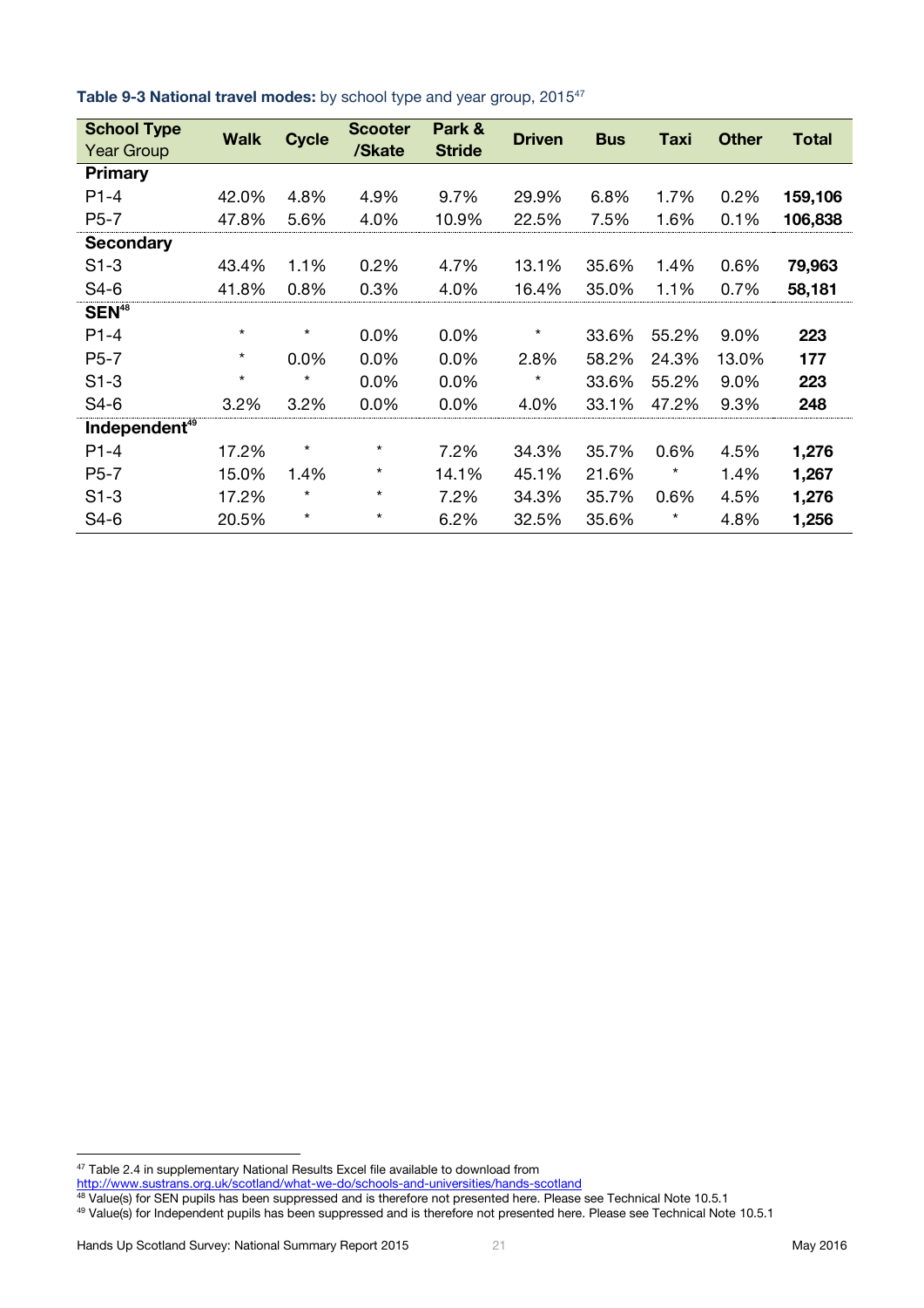**Table 9-3 National travel modes:** by school type and year group, 2015[47]

| School Type<br>Year Group | Walk | Cycle | Scooter /Skate | Park & Stride | Driven | Bus | Taxi | Other | Total |
|---|---|---|---|---|---|---|---|---|---|
| **Primary** | | | | | | | | | |
| P1-4 | 42.0% | 4.8% | 4.9% | 9.7% | 29.9% | 6.8% | 1.7% | 0.2% | **159,106** |
| P5-7 | 47.8% | 5.6% | 4.0% | 10.9% | 22.5% | 7.5% | 1.6% | 0.1% | **106,838** |
| **Secondary** | | | | | | | | | |
| S1-3 | 43.4% | 1.1% | 0.2% | 4.7% | 13.1% | 35.6% | 1.4% | 0.6% | **79,963** |
| S4-6 | 41.8% | 0.8% | 0.3% | 4.0% | 16.4% | 35.0% | 1.1% | 0.7% | **58,181** |
| **SEN**[48] | | | | | | | | | |
| P1-4 | * | * | 0.0% | 0.0% | * | 33.6% | 55.2% | 9.0% | **223** |
| P5-7 | * | 0.0% | 0.0% | 0.0% | 2.8% | 58.2% | 24.3% | 13.0% | **177** |
| S1-3 | * | * | 0.0% | 0.0% | * | 33.6% | 55.2% | 9.0% | **223** |
| S4-6 | 3.2% | 3.2% | 0.0% | 0.0% | 4.0% | 33.1% | 47.2% | 9.3% | **248** |
| **Independent**[49] | | | | | | | | | |
| P1-4 | 17.2% | * | * | 7.2% | 34.3% | 35.7% | 0.6% | 4.5% | **1,276** |
| P5-7 | 15.0% | 1.4% | * | 14.1% | 45.1% | 21.6% | * | 1.4% | **1,267** |
| S1-3 | 17.2% | * | * | 7.2% | 34.3% | 35.7% | 0.6% | 4.5% | **1,276** |
| S4-6 | 20.5% | * | * | 6.2% | 32.5% | 35.6% | * | 4.8% | **1,256** |

[47] Table 2.4 in supplementary National Results Excel file available to download from http://www.sustrans.org.uk/scotland/what-we-do/schools-and-universities/hands-scotland

[48] Value(s) for SEN pupils has been suppressed and is therefore not presented here. Please see Technical Note 10.5.1

[49] Value(s) for Independent pupils has been suppressed and is therefore not presented here. Please see Technical Note 10.5.1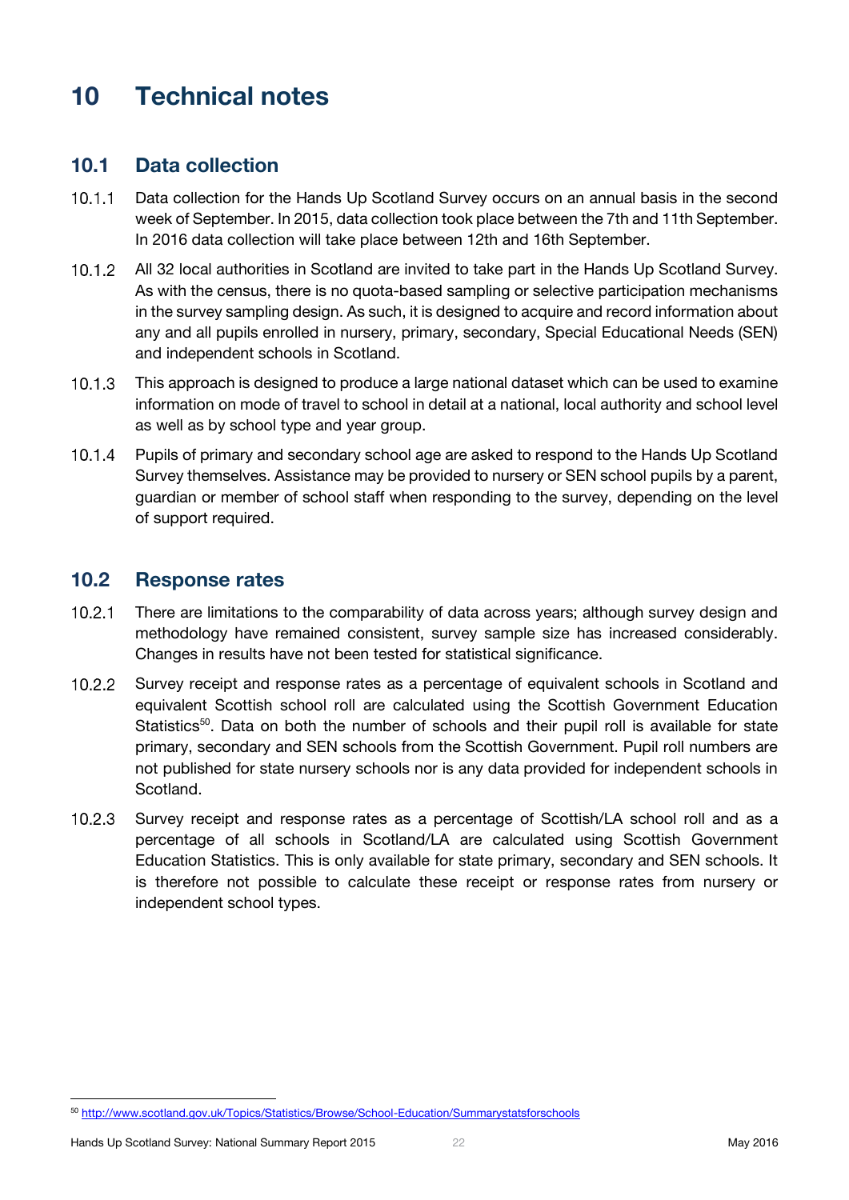# 10 Technical notes

## 10.1 Data collection

10.1.1 Data collection for the Hands Up Scotland Survey occurs on an annual basis in the second week of September. In 2015, data collection took place between the 7th and 11th September. In 2016 data collection will take place between 12th and 16th September.

10.1.2 All 32 local authorities in Scotland are invited to take part in the Hands Up Scotland Survey. As with the census, there is no quota-based sampling or selective participation mechanisms in the survey sampling design. As such, it is designed to acquire and record information about any and all pupils enrolled in nursery, primary, secondary, Special Educational Needs (SEN) and independent schools in Scotland.

10.1.3 This approach is designed to produce a large national dataset which can be used to examine information on mode of travel to school in detail at a national, local authority and school level as well as by school type and year group.

10.1.4 Pupils of primary and secondary school age are asked to respond to the Hands Up Scotland Survey themselves. Assistance may be provided to nursery or SEN school pupils by a parent, guardian or member of school staff when responding to the survey, depending on the level of support required.

## 10.2 Response rates

10.2.1 There are limitations to the comparability of data across years; although survey design and methodology have remained consistent, survey sample size has increased considerably. Changes in results have not been tested for statistical significance.

10.2.2 Survey receipt and response rates as a percentage of equivalent schools in Scotland and equivalent Scottish school roll are calculated using the Scottish Government Education Statistics[50]. Data on both the number of schools and their pupil roll is available for state primary, secondary and SEN schools from the Scottish Government. Pupil roll numbers are not published for state nursery schools nor is any data provided for independent schools in Scotland.

10.2.3 Survey receipt and response rates as a percentage of Scottish/LA school roll and as a percentage of all schools in Scotland/LA are calculated using Scottish Government Education Statistics. This is only available for state primary, secondary and SEN schools. It is therefore not possible to calculate these receipt or response rates from nursery or independent school types.

[50] http://www.scotland.gov.uk/Topics/Statistics/Browse/School-Education/Summarystatsforschools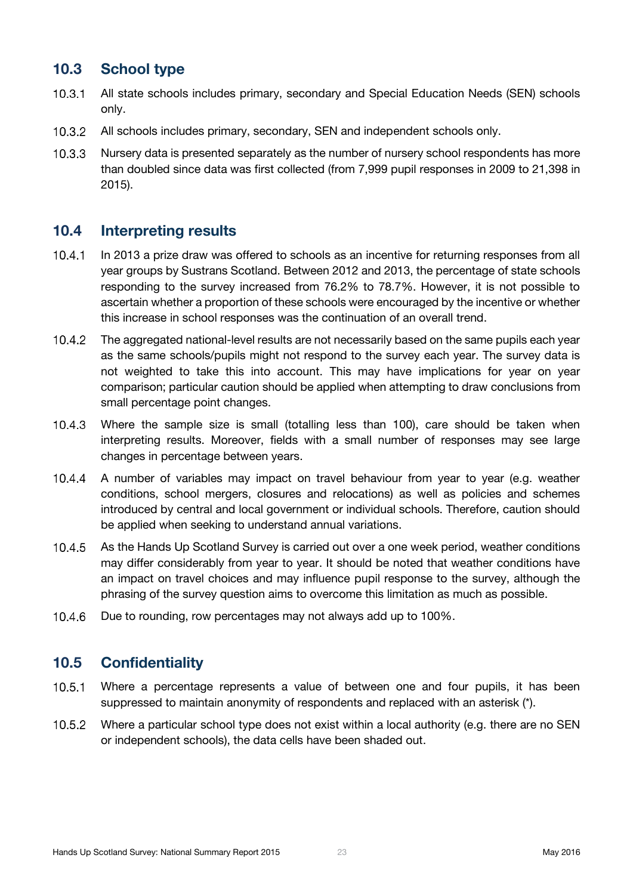## 10.3 School type

10.3.1 All state schools includes primary, secondary and Special Education Needs (SEN) schools only.

10.3.2 All schools includes primary, secondary, SEN and independent schools only.

10.3.3 Nursery data is presented separately as the number of nursery school respondents has more than doubled since data was first collected (from 7,999 pupil responses in 2009 to 21,398 in 2015).

## 10.4 Interpreting results

10.4.1 In 2013 a prize draw was offered to schools as an incentive for returning responses from all year groups by Sustrans Scotland. Between 2012 and 2013, the percentage of state schools responding to the survey increased from 76.2% to 78.7%. However, it is not possible to ascertain whether a proportion of these schools were encouraged by the incentive or whether this increase in school responses was the continuation of an overall trend.

10.4.2 The aggregated national-level results are not necessarily based on the same pupils each year as the same schools/pupils might not respond to the survey each year. The survey data is not weighted to take this into account. This may have implications for year on year comparison; particular caution should be applied when attempting to draw conclusions from small percentage point changes.

10.4.3 Where the sample size is small (totalling less than 100), care should be taken when interpreting results. Moreover, fields with a small number of responses may see large changes in percentage between years.

10.4.4 A number of variables may impact on travel behaviour from year to year (e.g. weather conditions, school mergers, closures and relocations) as well as policies and schemes introduced by central and local government or individual schools. Therefore, caution should be applied when seeking to understand annual variations.

10.4.5 As the Hands Up Scotland Survey is carried out over a one week period, weather conditions may differ considerably from year to year. It should be noted that weather conditions have an impact on travel choices and may influence pupil response to the survey, although the phrasing of the survey question aims to overcome this limitation as much as possible.

10.4.6 Due to rounding, row percentages may not always add up to 100%.

## 10.5 Confidentiality

10.5.1 Where a percentage represents a value of between one and four pupils, it has been suppressed to maintain anonymity of respondents and replaced with an asterisk (*).

10.5.2 Where a particular school type does not exist within a local authority (e.g. there are no SEN or independent schools), the data cells have been shaded out.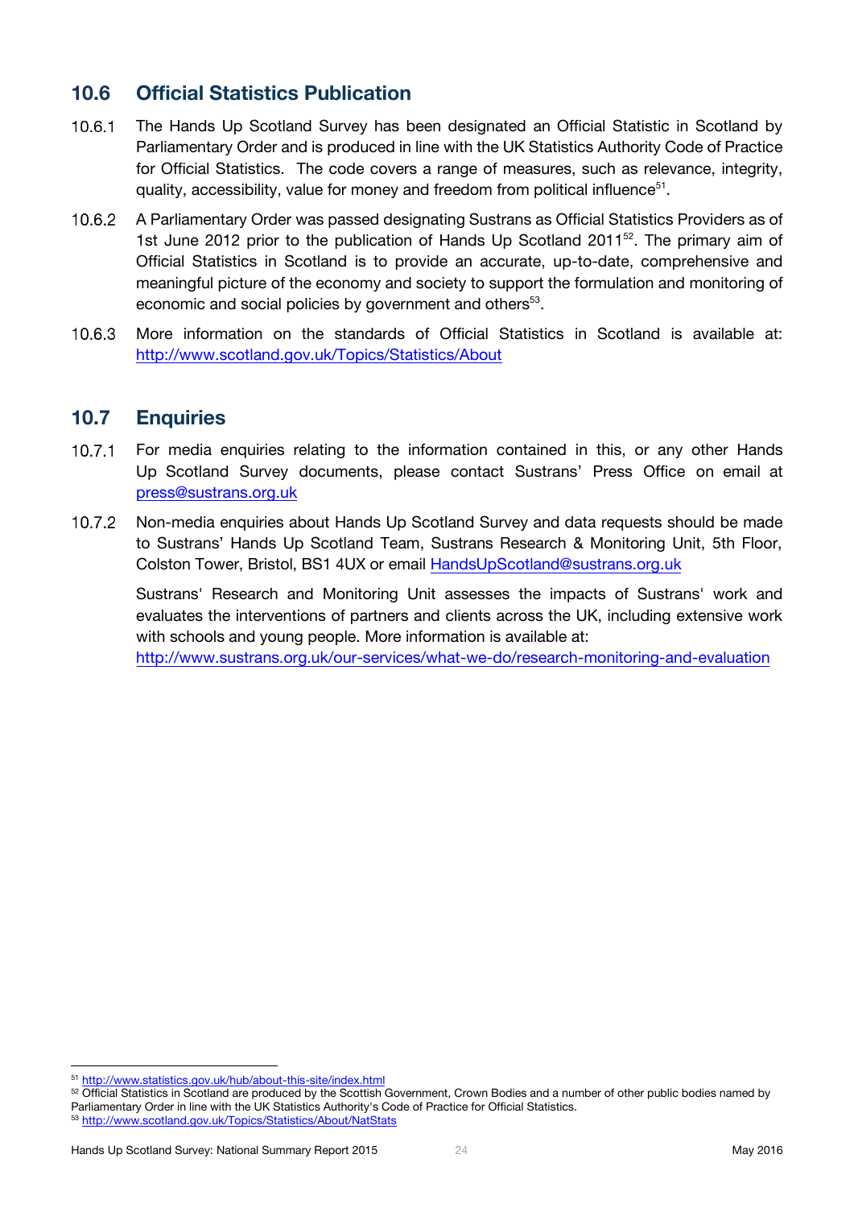## 10.6 Official Statistics Publication

10.6.1 The Hands Up Scotland Survey has been designated an Official Statistic in Scotland by Parliamentary Order and is produced in line with the UK Statistics Authority Code of Practice for Official Statistics. The code covers a range of measures, such as relevance, integrity, quality, accessibility, value for money and freedom from political influence[51].

10.6.2 A Parliamentary Order was passed designating Sustrans as Official Statistics Providers as of 1st June 2012 prior to the publication of Hands Up Scotland 2011[52]. The primary aim of Official Statistics in Scotland is to provide an accurate, up-to-date, comprehensive and meaningful picture of the economy and society to support the formulation and monitoring of economic and social policies by government and others[53].

10.6.3 More information on the standards of Official Statistics in Scotland is available at: http://www.scotland.gov.uk/Topics/Statistics/About

## 10.7 Enquiries

10.7.1 For media enquiries relating to the information contained in this, or any other Hands Up Scotland Survey documents, please contact Sustrans' Press Office on email at press@sustrans.org.uk

10.7.2 Non-media enquiries about Hands Up Scotland Survey and data requests should be made to Sustrans' Hands Up Scotland Team, Sustrans Research & Monitoring Unit, 5th Floor, Colston Tower, Bristol, BS1 4UX or email HandsUpScotland@sustrans.org.uk

Sustrans' Research and Monitoring Unit assesses the impacts of Sustrans' work and evaluates the interventions of partners and clients across the UK, including extensive work with schools and young people. More information is available at: http://www.sustrans.org.uk/our-services/what-we-do/research-monitoring-and-evaluation

---

[51] http://www.statistics.gov.uk/hub/about-this-site/index.html

[52] Official Statistics in Scotland are produced by the Scottish Government, Crown Bodies and a number of other public bodies named by Parliamentary Order in line with the UK Statistics Authority's Code of Practice for Official Statistics.

[53] http://www.scotland.gov.uk/Topics/Statistics/About/NatStats